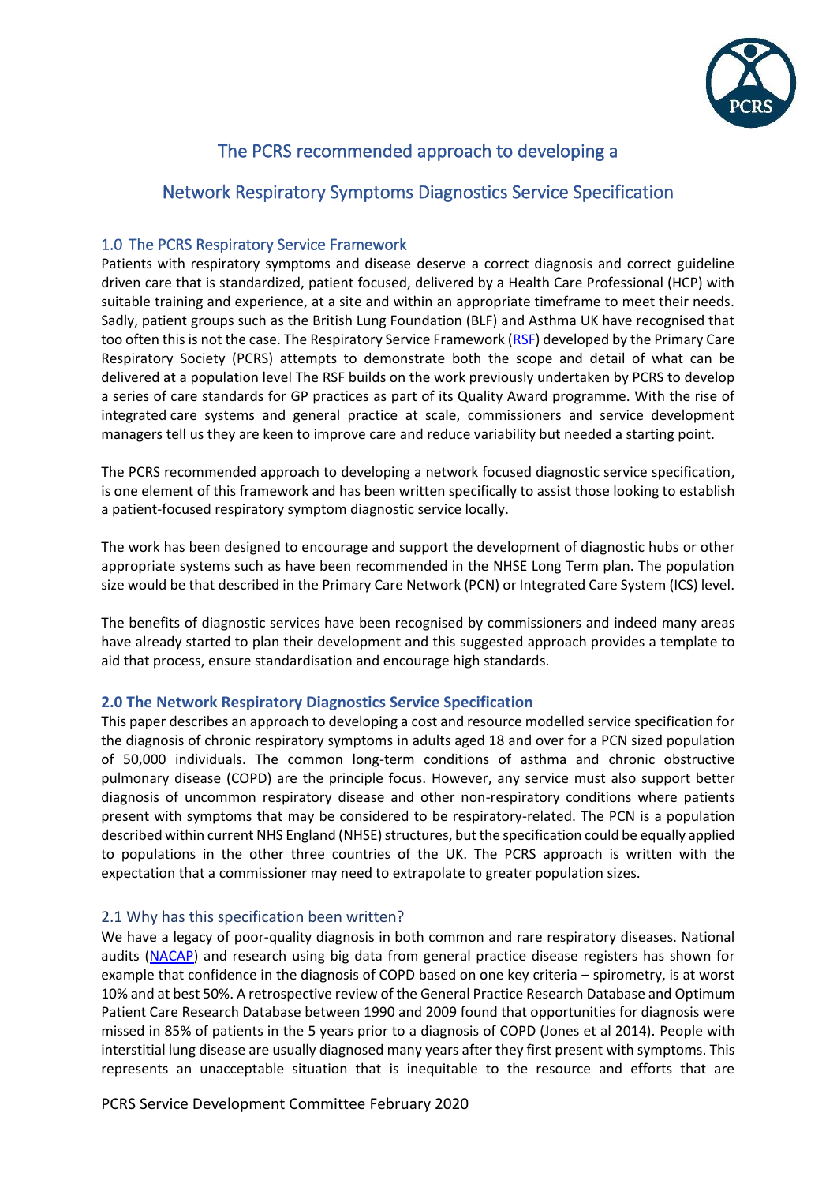# The PCRS recommended approach to developing a

# Network Respiratory Symptoms Diagnostics Service Specification

## 1.0 The PCRS Respiratory Service Framework

Patients with respiratory symptoms and disease deserve a correct diagnosis and correct guideline driven care that is standardized, patient focused, delivered by a Health Care Professional (HCP) with suitable training and experience, at a site and within an appropriate timeframe to meet their needs. Sadly, patient groups such as the British Lung Foundation (BLF) and Asthma UK have recognised that too often this is not the case. The Respiratory Service Framework (RSF) developed by the Primary Care Respiratory Society (PCRS) attempts to demonstrate both the scope and detail of what can be delivered at a population level The RSF builds on the work previously undertaken by PCRS to develop a series of care standards for GP practices as part of its Quality Award programme. With the rise of integrated care systems and general practice at scale, commissioners and service development managers tell us they are keen to improve care and reduce variability but needed a starting point.

The PCRS recommended approach to developing a network focused diagnostic service specification, is one element of this framework and has been written specifically to assist those looking to establish a patient-focused respiratory symptom diagnostic service locally.

The work has been designed to encourage and support the development of diagnostic hubs or other appropriate systems such as have been recommended in the NHSE Long Term plan. The population size would be that described in the Primary Care Network (PCN) or Integrated Care System (ICS) level.

The benefits of diagnostic services have been recognised by commissioners and indeed many areas have already started to plan their development and this suggested approach provides a template to aid that process, ensure standardisation and encourage high standards.

## 2.0 The Network Respiratory Diagnostics Service Specification

This paper describes an approach to developing a cost and resource modelled service specification for the diagnosis of chronic respiratory symptoms in adults aged 18 and over for a PCN sized population of 50,000 individuals. The common long-term conditions of asthma and chronic obstructive pulmonary disease (COPD) are the principle focus. However, any service must also support better diagnosis of uncommon respiratory disease and other non-respiratory conditions where patients present with symptoms that may be considered to be respiratory-related. The PCN is a population described within current NHS England (NHSE) structures, but the specification could be equally applied to populations in the other three countries of the UK. The PCRS approach is written with the expectation that a commissioner may need to extrapolate to greater population sizes.

## 2.1 Why has this specification been written?

We have a legacy of poor-quality diagnosis in both common and rare respiratory diseases. National audits (NACAP) and research using big data from general practice disease registers has shown for example that confidence in the diagnosis of COPD based on one key criteria – spirometry, is at worst 10% and at best 50%. A retrospective review of the General Practice Research Database and Optimum Patient Care Research Database between 1990 and 2009 found that opportunities for diagnosis were missed in 85% of patients in the 5 years prior to a diagnosis of COPD (Jones et al 2014). People with interstitial lung disease are usually diagnosed many years after they first present with symptoms. This represents an unacceptable situation that is inequitable to the resource and efforts that are

PCRS Service Development Committee February 2020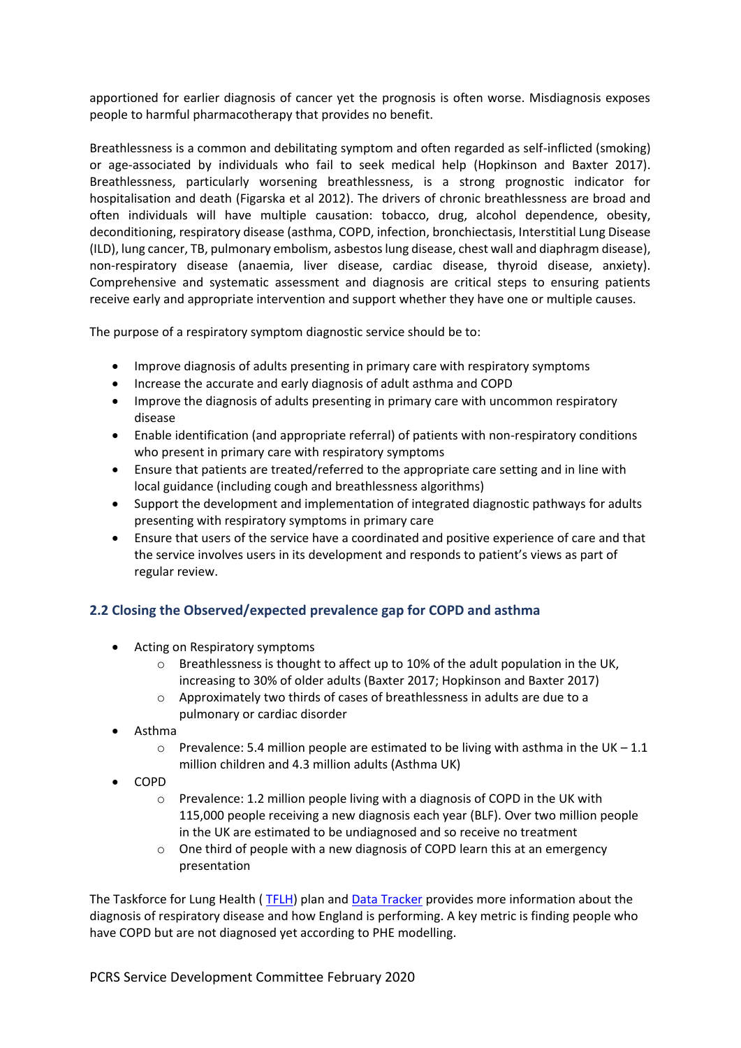apportioned for earlier diagnosis of cancer yet the prognosis is often worse. Misdiagnosis exposes people to harmful pharmacotherapy that provides no benefit.

Breathlessness is a common and debilitating symptom and often regarded as self-inflicted (smoking) or age-associated by individuals who fail to seek medical help (Hopkinson and Baxter 2017). Breathlessness, particularly worsening breathlessness, is a strong prognostic indicator for hospitalisation and death (Figarska et al 2012). The drivers of chronic breathlessness are broad and often individuals will have multiple causation: tobacco, drug, alcohol dependence, obesity, deconditioning, respiratory disease (asthma, COPD, infection, bronchiectasis, Interstitial Lung Disease (ILD), lung cancer, TB, pulmonary embolism, asbestos lung disease, chest wall and diaphragm disease), non-respiratory disease (anaemia, liver disease, cardiac disease, thyroid disease, anxiety). Comprehensive and systematic assessment and diagnosis are critical steps to ensuring patients receive early and appropriate intervention and support whether they have one or multiple causes.

The purpose of a respiratory symptom diagnostic service should be to:

- Improve diagnosis of adults presenting in primary care with respiratory symptoms
- Increase the accurate and early diagnosis of adult asthma and COPD
- Improve the diagnosis of adults presenting in primary care with uncommon respiratory disease
- Enable identification (and appropriate referral) of patients with non-respiratory conditions who present in primary care with respiratory symptoms
- Ensure that patients are treated/referred to the appropriate care setting and in line with local guidance (including cough and breathlessness algorithms)
- Support the development and implementation of integrated diagnostic pathways for adults presenting with respiratory symptoms in primary care
- Ensure that users of the service have a coordinated and positive experience of care and that the service involves users in its development and responds to patient's views as part of regular review.

## 2.2 Closing the Observed/expected prevalence gap for COPD and asthma

- Acting on Respiratory symptoms
  - Breathlessness is thought to affect up to 10% of the adult population in the UK, increasing to 30% of older adults (Baxter 2017; Hopkinson and Baxter 2017)
  - Approximately two thirds of cases of breathlessness in adults are due to a pulmonary or cardiac disorder
- Asthma
  - Prevalence: 5.4 million people are estimated to be living with asthma in the UK – 1.1 million children and 4.3 million adults (Asthma UK)
- COPD
  - Prevalence: 1.2 million people living with a diagnosis of COPD in the UK with 115,000 people receiving a new diagnosis each year (BLF). Over two million people in the UK are estimated to be undiagnosed and so receive no treatment
  - One third of people with a new diagnosis of COPD learn this at an emergency presentation

The Taskforce for Lung Health ( TFLH) plan and Data Tracker provides more information about the diagnosis of respiratory disease and how England is performing. A key metric is finding people who have COPD but are not diagnosed yet according to PHE modelling.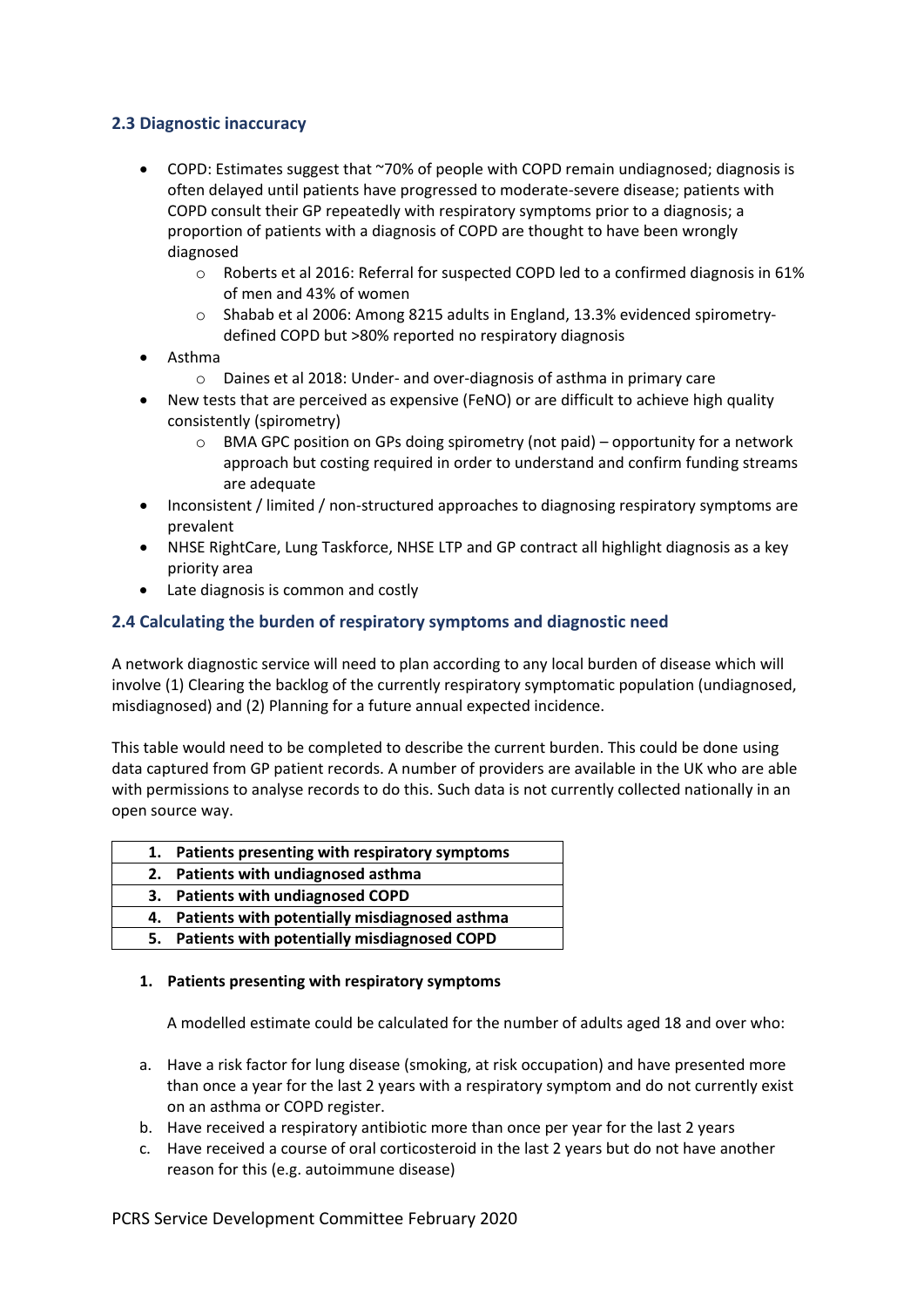### 2.3 Diagnostic inaccuracy

- COPD: Estimates suggest that ~70% of people with COPD remain undiagnosed; diagnosis is often delayed until patients have progressed to moderate-severe disease; patients with COPD consult their GP repeatedly with respiratory symptoms prior to a diagnosis; a proportion of patients with a diagnosis of COPD are thought to have been wrongly diagnosed
    - Roberts et al 2016: Referral for suspected COPD led to a confirmed diagnosis in 61% of men and 43% of women
    - Shabab et al 2006: Among 8215 adults in England, 13.3% evidenced spirometry-defined COPD but >80% reported no respiratory diagnosis
- Asthma
    - Daines et al 2018: Under- and over-diagnosis of asthma in primary care
- New tests that are perceived as expensive (FeNO) or are difficult to achieve high quality consistently (spirometry)
    - BMA GPC position on GPs doing spirometry (not paid) – opportunity for a network approach but costing required in order to understand and confirm funding streams are adequate
- Inconsistent / limited / non-structured approaches to diagnosing respiratory symptoms are prevalent
- NHSE RightCare, Lung Taskforce, NHSE LTP and GP contract all highlight diagnosis as a key priority area
- Late diagnosis is common and costly

### 2.4 Calculating the burden of respiratory symptoms and diagnostic need

A network diagnostic service will need to plan according to any local burden of disease which will involve (1) Clearing the backlog of the currently respiratory symptomatic population (undiagnosed, misdiagnosed) and (2) Planning for a future annual expected incidence.

This table would need to be completed to describe the current burden. This could be done using data captured from GP patient records. A number of providers are available in the UK who are able with permissions to analyse records to do this. Such data is not currently collected nationally in an open source way.

| |
|---|
| **1. Patients presenting with respiratory symptoms** |
| **2. Patients with undiagnosed asthma** |
| **3. Patients with undiagnosed COPD** |
| **4. Patients with potentially misdiagnosed asthma** |
| **5. Patients with potentially misdiagnosed COPD** |

1. **Patients presenting with respiratory symptoms**

   A modelled estimate could be calculated for the number of adults aged 18 and over who:

a. Have a risk factor for lung disease (smoking, at risk occupation) and have presented more than once a year for the last 2 years with a respiratory symptom and do not currently exist on an asthma or COPD register.
b. Have received a respiratory antibiotic more than once per year for the last 2 years
c. Have received a course of oral corticosteroid in the last 2 years but do not have another reason for this (e.g. autoimmune disease)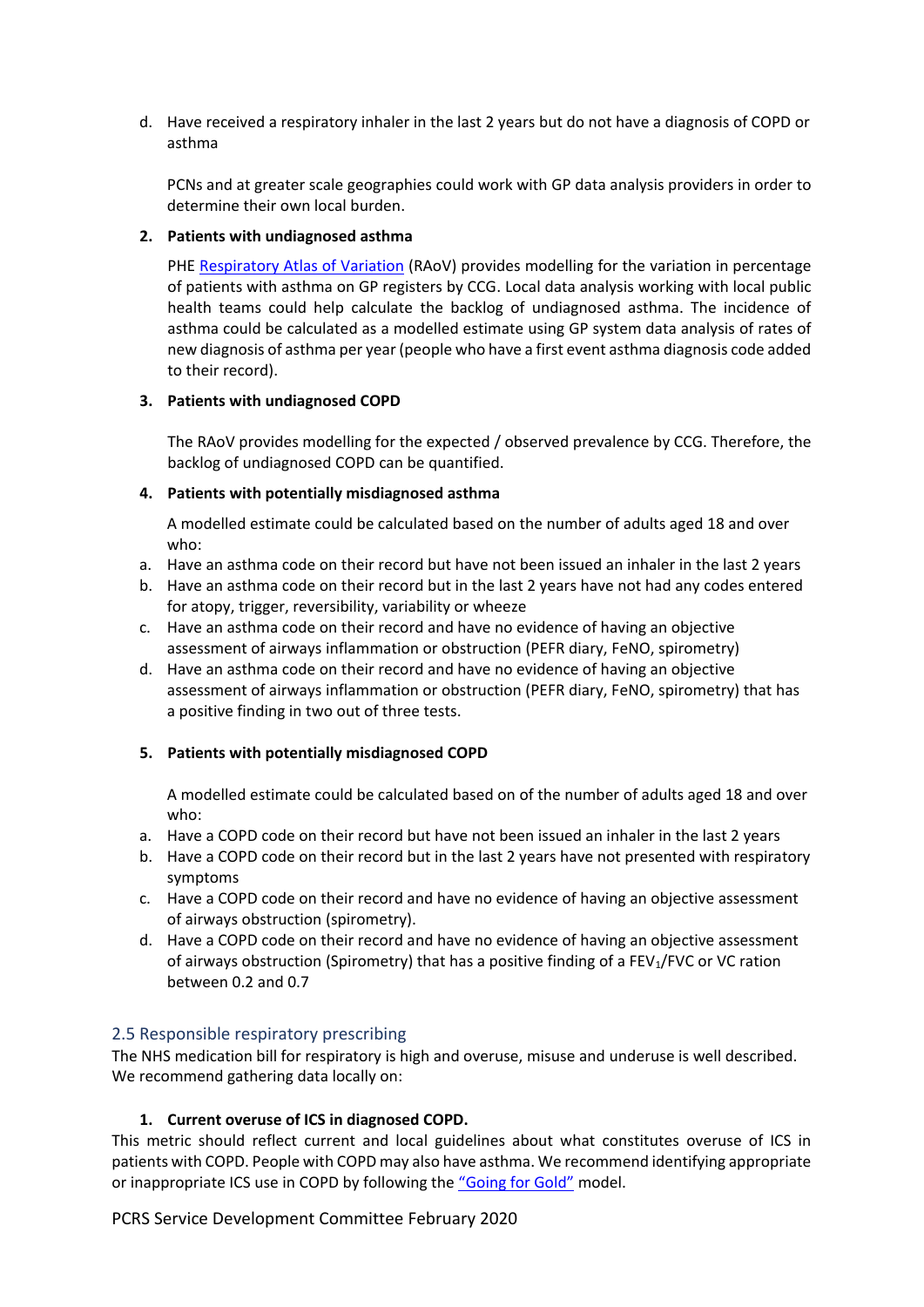d. Have received a respiratory inhaler in the last 2 years but do not have a diagnosis of COPD or asthma

   PCNs and at greater scale geographies could work with GP data analysis providers in order to determine their own local burden.

2. **Patients with undiagnosed asthma**

   PHE [Respiratory Atlas of Variation](#) (RAoV) provides modelling for the variation in percentage of patients with asthma on GP registers by CCG. Local data analysis working with local public health teams could help calculate the backlog of undiagnosed asthma. The incidence of asthma could be calculated as a modelled estimate using GP system data analysis of rates of new diagnosis of asthma per year (people who have a first event asthma diagnosis code added to their record).

3. **Patients with undiagnosed COPD**

   The RAoV provides modelling for the expected / observed prevalence by CCG. Therefore, the backlog of undiagnosed COPD can be quantified.

4. **Patients with potentially misdiagnosed asthma**

   A modelled estimate could be calculated based on the number of adults aged 18 and over who:

a. Have an asthma code on their record but have not been issued an inhaler in the last 2 years
b. Have an asthma code on their record but in the last 2 years have not had any codes entered for atopy, trigger, reversibility, variability or wheeze
c. Have an asthma code on their record and have no evidence of having an objective assessment of airways inflammation or obstruction (PEFR diary, FeNO, spirometry)
d. Have an asthma code on their record and have no evidence of having an objective assessment of airways inflammation or obstruction (PEFR diary, FeNO, spirometry) that has a positive finding in two out of three tests.

5. **Patients with potentially misdiagnosed COPD**

   A modelled estimate could be calculated based on of the number of adults aged 18 and over who:

a. Have a COPD code on their record but have not been issued an inhaler in the last 2 years
b. Have a COPD code on their record but in the last 2 years have not presented with respiratory symptoms
c. Have a COPD code on their record and have no evidence of having an objective assessment of airways obstruction (spirometry).
d. Have a COPD code on their record and have no evidence of having an objective assessment of airways obstruction (Spirometry) that has a positive finding of a $FEV_1$/FVC or VC ration between 0.2 and 0.7

## 2.5 Responsible respiratory prescribing

The NHS medication bill for respiratory is high and overuse, misuse and underuse is well described. We recommend gathering data locally on:

1. **Current overuse of ICS in diagnosed COPD.**

This metric should reflect current and local guidelines about what constitutes overuse of ICS in patients with COPD. People with COPD may also have asthma. We recommend identifying appropriate or inappropriate ICS use in COPD by following the ["Going for Gold"](#) model.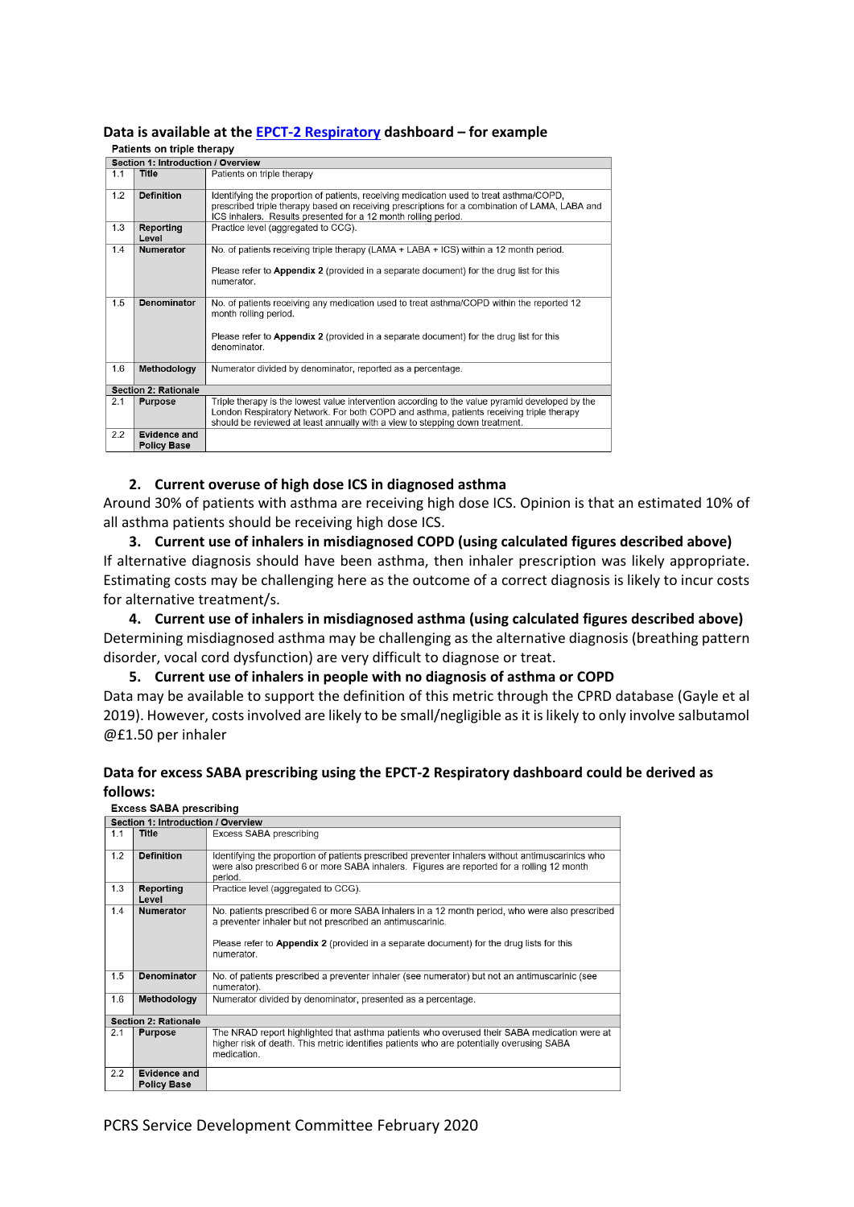**Data is available at the EPCT-2 Respiratory dashboard – for example**

Patients on triple therapy

| | | |
|---|---|---|
| **Section 1: Introduction / Overview** | | |
| 1.1 | **Title** | Patients on triple therapy |
| 1.2 | **Definition** | Identifying the proportion of patients, receiving medication used to treat asthma/COPD, prescribed triple therapy based on receiving prescriptions for a combination of LAMA, LABA and ICS inhalers. Results presented for a 12 month rolling period. |
| 1.3 | **Reporting Level** | Practice level (aggregated to CCG). |
| 1.4 | **Numerator** | No. of patients receiving triple therapy (LAMA + LABA + ICS) within a 12 month period.<br><br>Please refer to **Appendix 2** (provided in a separate document) for the drug list for this numerator. |
| 1.5 | **Denominator** | No. of patients receiving any medication used to treat asthma/COPD within the reported 12 month rolling period.<br><br>Please refer to **Appendix 2** (provided in a separate document) for the drug list for this denominator. |
| 1.6 | **Methodology** | Numerator divided by denominator, reported as a percentage. |
| **Section 2: Rationale** | | |
| 2.1 | **Purpose** | Triple therapy is the lowest value intervention according to the value pyramid developed by the London Respiratory Network. For both COPD and asthma, patients receiving triple therapy should be reviewed at least annually with a view to stepping down treatment. |
| 2.2 | **Evidence and Policy Base** | |

2. **Current overuse of high dose ICS in diagnosed asthma**

Around 30% of patients with asthma are receiving high dose ICS. Opinion is that an estimated 10% of all asthma patients should be receiving high dose ICS.

3. **Current use of inhalers in misdiagnosed COPD (using calculated figures described above)**

If alternative diagnosis should have been asthma, then inhaler prescription was likely appropriate. Estimating costs may be challenging here as the outcome of a correct diagnosis is likely to incur costs for alternative treatment/s.

4. **Current use of inhalers in misdiagnosed asthma (using calculated figures described above)**

Determining misdiagnosed asthma may be challenging as the alternative diagnosis (breathing pattern disorder, vocal cord dysfunction) are very difficult to diagnose or treat.

5. **Current use of inhalers in people with no diagnosis of asthma or COPD**

Data may be available to support the definition of this metric through the CPRD database (Gayle et al 2019). However, costs involved are likely to be small/negligible as it is likely to only involve salbutamol @£1.50 per inhaler

**Data for excess SABA prescribing using the EPCT-2 Respiratory dashboard could be derived as follows:**

Excess SABA prescribing

| | | |
|---|---|---|
| **Section 1: Introduction / Overview** | | |
| 1.1 | **Title** | Excess SABA prescribing |
| 1.2 | **Definition** | Identifying the proportion of patients prescribed preventer inhalers without antimuscarinics who were also prescribed 6 or more SABA inhalers. Figures are reported for a rolling 12 month period. |
| 1.3 | **Reporting Level** | Practice level (aggregated to CCG). |
| 1.4 | **Numerator** | No. patients prescribed 6 or more SABA inhalers in a 12 month period, who were also prescribed a preventer inhaler but not prescribed an antimuscarinic.<br><br>Please refer to **Appendix 2** (provided in a separate document) for the drug lists for this numerator. |
| 1.5 | **Denominator** | No. of patients prescribed a preventer inhaler (see numerator) but not an antimuscarinic (see numerator). |
| 1.6 | **Methodology** | Numerator divided by denominator, presented as a percentage. |
| **Section 2: Rationale** | | |
| 2.1 | **Purpose** | The NRAD report highlighted that asthma patients who overused their SABA medication were at higher risk of death. This metric identifies patients who are potentially overusing SABA medication. |
| 2.2 | **Evidence and Policy Base** | |

PCRS Service Development Committee February 2020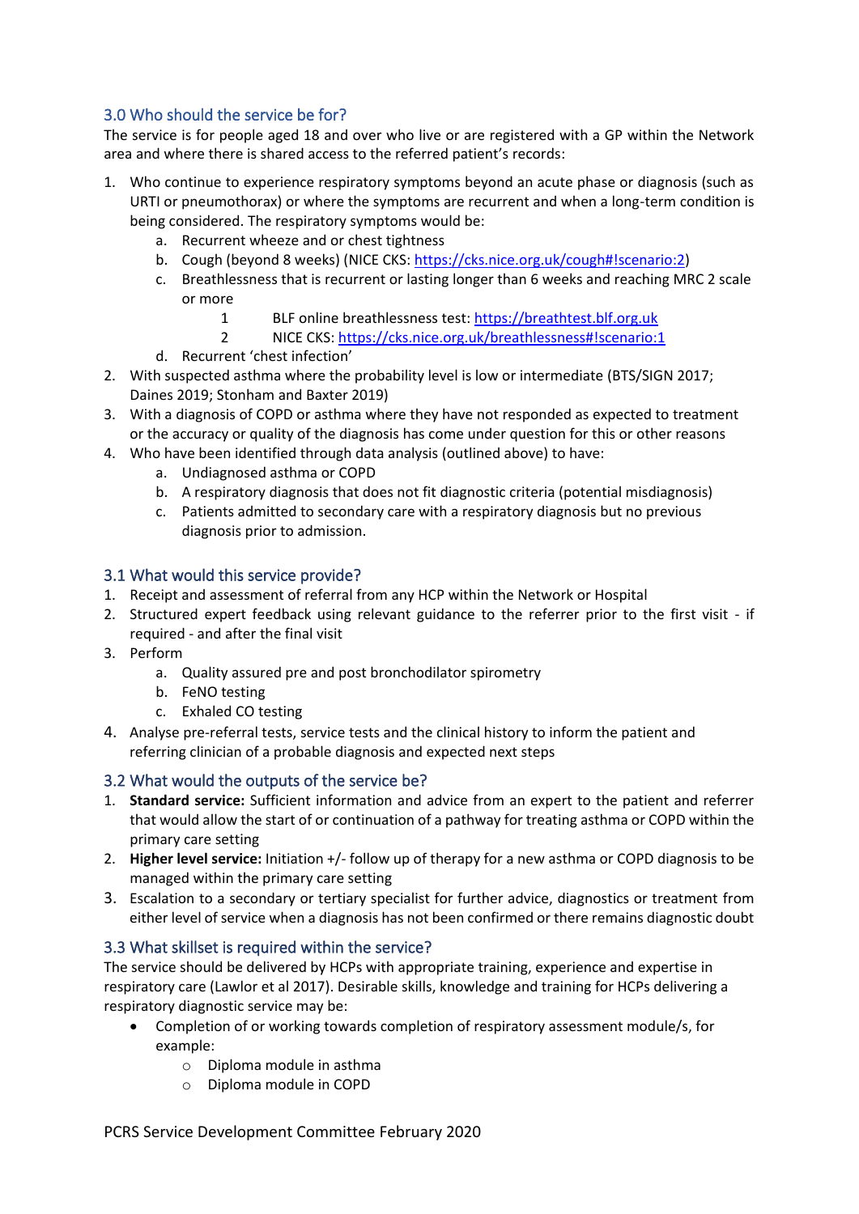## 3.0 Who should the service be for?

The service is for people aged 18 and over who live or are registered with a GP within the Network area and where there is shared access to the referred patient's records:

1. Who continue to experience respiratory symptoms beyond an acute phase or diagnosis (such as URTI or pneumothorax) or where the symptoms are recurrent and when a long-term condition is being considered. The respiratory symptoms would be:
   a. Recurrent wheeze and or chest tightness
   b. Cough (beyond 8 weeks) (NICE CKS: https://cks.nice.org.uk/cough#!scenario:2)
   c. Breathlessness that is recurrent or lasting longer than 6 weeks and reaching MRC 2 scale or more
      1 BLF online breathlessness test: https://breathtest.blf.org.uk
      2 NICE CKS: https://cks.nice.org.uk/breathlessness#!scenario:1
   d. Recurrent 'chest infection'
2. With suspected asthma where the probability level is low or intermediate (BTS/SIGN 2017; Daines 2019; Stonham and Baxter 2019)
3. With a diagnosis of COPD or asthma where they have not responded as expected to treatment or the accuracy or quality of the diagnosis has come under question for this or other reasons
4. Who have been identified through data analysis (outlined above) to have:
   a. Undiagnosed asthma or COPD
   b. A respiratory diagnosis that does not fit diagnostic criteria (potential misdiagnosis)
   c. Patients admitted to secondary care with a respiratory diagnosis but no previous diagnosis prior to admission.

## 3.1 What would this service provide?

1. Receipt and assessment of referral from any HCP within the Network or Hospital
2. Structured expert feedback using relevant guidance to the referrer prior to the first visit - if required - and after the final visit
3. Perform
   a. Quality assured pre and post bronchodilator spirometry
   b. FeNO testing
   c. Exhaled CO testing
4. Analyse pre-referral tests, service tests and the clinical history to inform the patient and referring clinician of a probable diagnosis and expected next steps

## 3.2 What would the outputs of the service be?

1. **Standard service:** Sufficient information and advice from an expert to the patient and referrer that would allow the start of or continuation of a pathway for treating asthma or COPD within the primary care setting
2. **Higher level service:** Initiation +/- follow up of therapy for a new asthma or COPD diagnosis to be managed within the primary care setting
3. Escalation to a secondary or tertiary specialist for further advice, diagnostics or treatment from either level of service when a diagnosis has not been confirmed or there remains diagnostic doubt

## 3.3 What skillset is required within the service?

The service should be delivered by HCPs with appropriate training, experience and expertise in respiratory care (Lawlor et al 2017). Desirable skills, knowledge and training for HCPs delivering a respiratory diagnostic service may be:

- Completion of or working towards completion of respiratory assessment module/s, for example:
  - Diploma module in asthma
  - Diploma module in COPD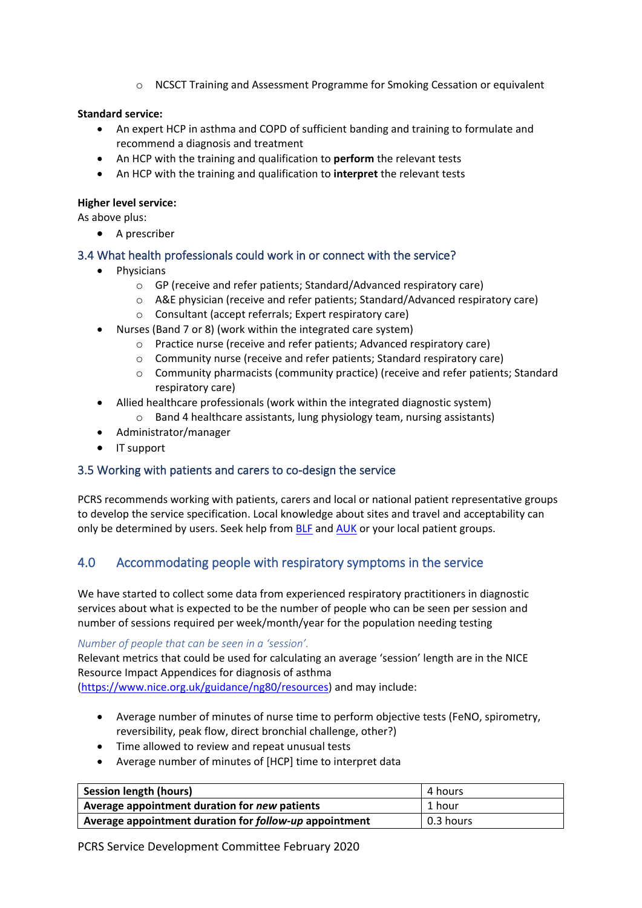- NCSCT Training and Assessment Programme for Smoking Cessation or equivalent

**Standard service:**

- An expert HCP in asthma and COPD of sufficient banding and training to formulate and recommend a diagnosis and treatment
- An HCP with the training and qualification to **perform** the relevant tests
- An HCP with the training and qualification to **interpret** the relevant tests

**Higher level service:**

As above plus:

- A prescriber

## 3.4 What health professionals could work in or connect with the service?

- Physicians
    - GP (receive and refer patients; Standard/Advanced respiratory care)
    - A&E physician (receive and refer patients; Standard/Advanced respiratory care)
    - Consultant (accept referrals; Expert respiratory care)
- Nurses (Band 7 or 8) (work within the integrated care system)
    - Practice nurse (receive and refer patients; Advanced respiratory care)
    - Community nurse (receive and refer patients; Standard respiratory care)
    - Community pharmacists (community practice) (receive and refer patients; Standard respiratory care)
- Allied healthcare professionals (work within the integrated diagnostic system)
    - Band 4 healthcare assistants, lung physiology team, nursing assistants)
- Administrator/manager
- IT support

## 3.5 Working with patients and carers to co-design the service

PCRS recommends working with patients, carers and local or national patient representative groups to develop the service specification. Local knowledge about sites and travel and acceptability can only be determined by users. Seek help from BLF and AUK or your local patient groups.

# 4.0 Accommodating people with respiratory symptoms in the service

We have started to collect some data from experienced respiratory practitioners in diagnostic services about what is expected to be the number of people who can be seen per session and number of sessions required per week/month/year for the population needing testing

*Number of people that can be seen in a 'session'.*

Relevant metrics that could be used for calculating an average 'session' length are in the NICE Resource Impact Appendices for diagnosis of asthma (https://www.nice.org.uk/guidance/ng80/resources) and may include:

- Average number of minutes of nurse time to perform objective tests (FeNO, spirometry, reversibility, peak flow, direct bronchial challenge, other?)
- Time allowed to review and repeat unusual tests
- Average number of minutes of [HCP] time to interpret data

| **Session length (hours)** | 4 hours |
|---|---|
| **Average appointment duration for *new* patients** | 1 hour |
| **Average appointment duration for *follow-up* appointment** | 0.3 hours |

PCRS Service Development Committee February 2020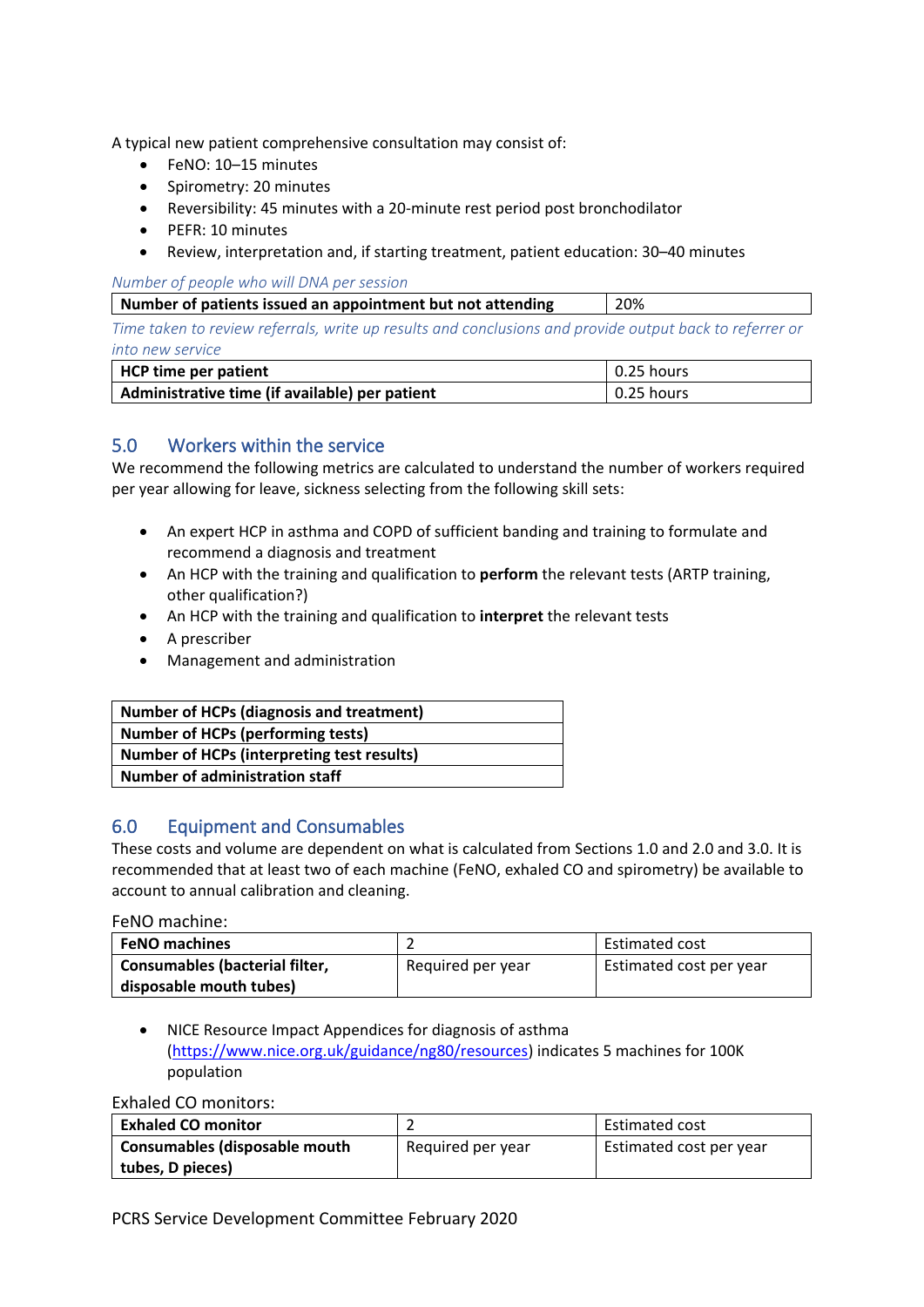A typical new patient comprehensive consultation may consist of:

- FeNO: 10–15 minutes
- Spirometry: 20 minutes
- Reversibility: 45 minutes with a 20-minute rest period post bronchodilator
- PEFR: 10 minutes
- Review, interpretation and, if starting treatment, patient education: 30–40 minutes

*Number of people who will DNA per session*

| **Number of patients issued an appointment but not attending** | 20% |
|---|---|

*Time taken to review referrals, write up results and conclusions and provide output back to referrer or into new service*

| **HCP time per patient** | 0.25 hours |
|---|---|
| **Administrative time (if available) per patient** | 0.25 hours |

## 5.0 Workers within the service

We recommend the following metrics are calculated to understand the number of workers required per year allowing for leave, sickness selecting from the following skill sets:

- An expert HCP in asthma and COPD of sufficient banding and training to formulate and recommend a diagnosis and treatment
- An HCP with the training and qualification to **perform** the relevant tests (ARTP training, other qualification?)
- An HCP with the training and qualification to **interpret** the relevant tests
- A prescriber
- Management and administration

| **Number of HCPs (diagnosis and treatment)** |
|---|
| **Number of HCPs (performing tests)** |
| **Number of HCPs (interpreting test results)** |
| **Number of administration staff** |

## 6.0 Equipment and Consumables

These costs and volume are dependent on what is calculated from Sections 1.0 and 2.0 and 3.0. It is recommended that at least two of each machine (FeNO, exhaled CO and spirometry) be available to account to annual calibration and cleaning.

FeNO machine:

| **FeNO machines** | 2 | Estimated cost |
|---|---|---|
| **Consumables (bacterial filter, disposable mouth tubes)** | Required per year | Estimated cost per year |

- NICE Resource Impact Appendices for diagnosis of asthma (https://www.nice.org.uk/guidance/ng80/resources) indicates 5 machines for 100K population

Exhaled CO monitors:

| **Exhaled CO monitor** | 2 | Estimated cost |
|---|---|---|
| **Consumables (disposable mouth tubes, D pieces)** | Required per year | Estimated cost per year |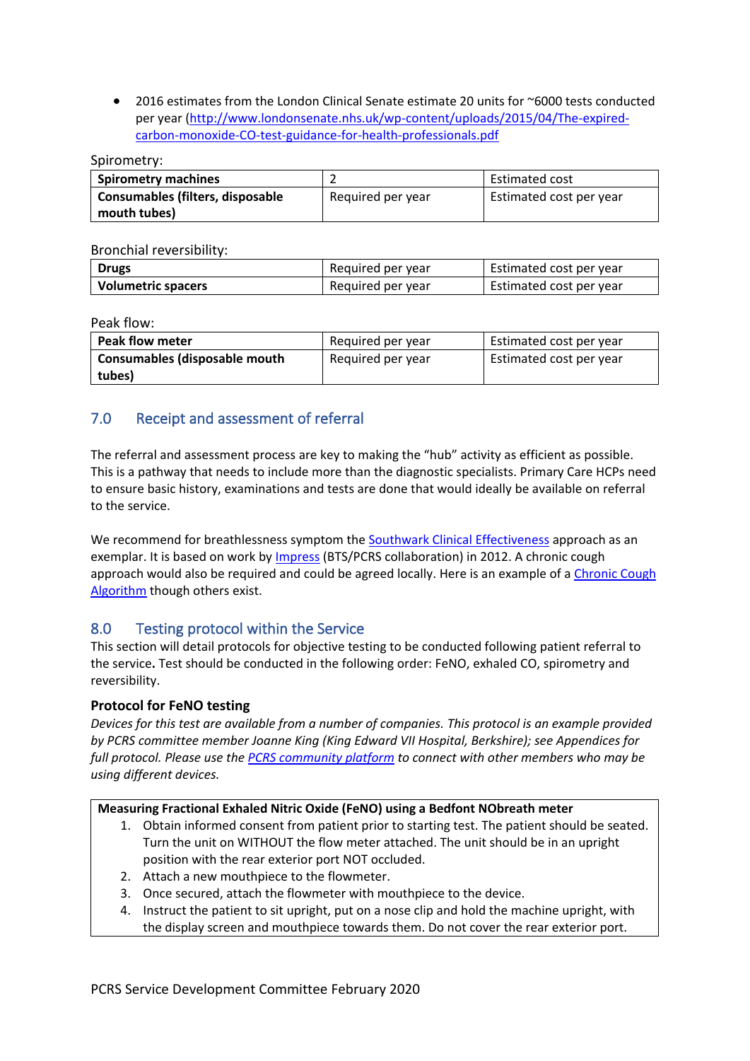- 2016 estimates from the London Clinical Senate estimate 20 units for ~6000 tests conducted per year (http://www.londonsenate.nhs.uk/wp-content/uploads/2015/04/The-expired-carbon-monoxide-CO-test-guidance-for-health-professionals.pdf

Spirometry:

| **Spirometry machines** | 2 | Estimated cost |
|---|---|---|
| **Consumables (filters, disposable mouth tubes)** | Required per year | Estimated cost per year |

Bronchial reversibility:

| **Drugs** | Required per year | Estimated cost per year |
|---|---|---|
| **Volumetric spacers** | Required per year | Estimated cost per year |

Peak flow:

| **Peak flow meter** | Required per year | Estimated cost per year |
|---|---|---|
| **Consumables (disposable mouth tubes)** | Required per year | Estimated cost per year |

## 7.0 Receipt and assessment of referral

The referral and assessment process are key to making the "hub" activity as efficient as possible. This is a pathway that needs to include more than the diagnostic specialists. Primary Care HCPs need to ensure basic history, examinations and tests are done that would ideally be available on referral to the service.

We recommend for breathlessness symptom the Southwark Clinical Effectiveness approach as an exemplar. It is based on work by Impress (BTS/PCRS collaboration) in 2012. A chronic cough approach would also be required and could be agreed locally. Here is an example of a Chronic Cough Algorithm though others exist.

## 8.0 Testing protocol within the Service

This section will detail protocols for objective testing to be conducted following patient referral to the service**.** Test should be conducted in the following order: FeNO, exhaled CO, spirometry and reversibility.

### Protocol for FeNO testing

*Devices for this test are available from a number of companies. This protocol is an example provided by PCRS committee member Joanne King (King Edward VII Hospital, Berkshire); see Appendices for full protocol. Please use the PCRS community platform to connect with other members who may be using different devices.*

**Measuring Fractional Exhaled Nitric Oxide (FeNO) using a Bedfont NObreath meter**

1. Obtain informed consent from patient prior to starting test. The patient should be seated. Turn the unit on WITHOUT the flow meter attached. The unit should be in an upright position with the rear exterior port NOT occluded.
2. Attach a new mouthpiece to the flowmeter.
3. Once secured, attach the flowmeter with mouthpiece to the device.
4. Instruct the patient to sit upright, put on a nose clip and hold the machine upright, with the display screen and mouthpiece towards them. Do not cover the rear exterior port.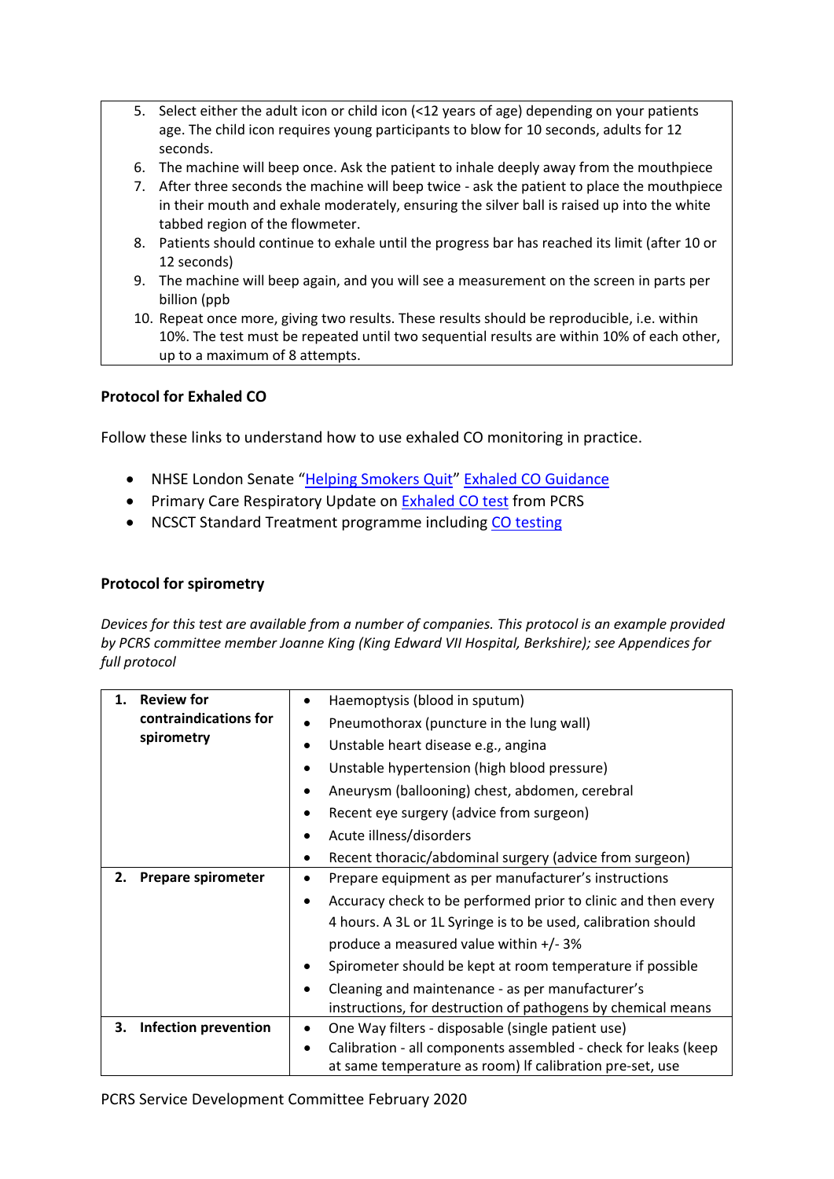5. Select either the adult icon or child icon (<12 years of age) depending on your patients age. The child icon requires young participants to blow for 10 seconds, adults for 12 seconds.
6. The machine will beep once. Ask the patient to inhale deeply away from the mouthpiece
7. After three seconds the machine will beep twice - ask the patient to place the mouthpiece in their mouth and exhale moderately, ensuring the silver ball is raised up into the white tabbed region of the flowmeter.
8. Patients should continue to exhale until the progress bar has reached its limit (after 10 or 12 seconds)
9. The machine will beep again, and you will see a measurement on the screen in parts per billion (ppb
10. Repeat once more, giving two results. These results should be reproducible, i.e. within 10%. The test must be repeated until two sequential results are within 10% of each other, up to a maximum of 8 attempts.

**Protocol for Exhaled CO**

Follow these links to understand how to use exhaled CO monitoring in practice.

- NHSE London Senate "Helping Smokers Quit" Exhaled CO Guidance
- Primary Care Respiratory Update on Exhaled CO test from PCRS
- NCSCT Standard Treatment programme including CO testing

**Protocol for spirometry**

*Devices for this test are available from a number of companies. This protocol is an example provided by PCRS committee member Joanne King (King Edward VII Hospital, Berkshire); see Appendices for full protocol*

| | |
|---|---|
| **1. Review for contraindications for spirometry** | • Haemoptysis (blood in sputum)<br>• Pneumothorax (puncture in the lung wall)<br>• Unstable heart disease e.g., angina<br>• Unstable hypertension (high blood pressure)<br>• Aneurysm (ballooning) chest, abdomen, cerebral<br>• Recent eye surgery (advice from surgeon)<br>• Acute illness/disorders<br>• Recent thoracic/abdominal surgery (advice from surgeon) |
| **2. Prepare spirometer** | • Prepare equipment as per manufacturer's instructions<br>• Accuracy check to be performed prior to clinic and then every 4 hours. A 3L or 1L Syringe is to be used, calibration should produce a measured value within +/- 3%<br>• Spirometer should be kept at room temperature if possible<br>• Cleaning and maintenance - as per manufacturer's instructions, for destruction of pathogens by chemical means |
| **3. Infection prevention** | • One Way filters - disposable (single patient use)<br>• Calibration - all components assembled - check for leaks (keep at same temperature as room) If calibration pre-set, use |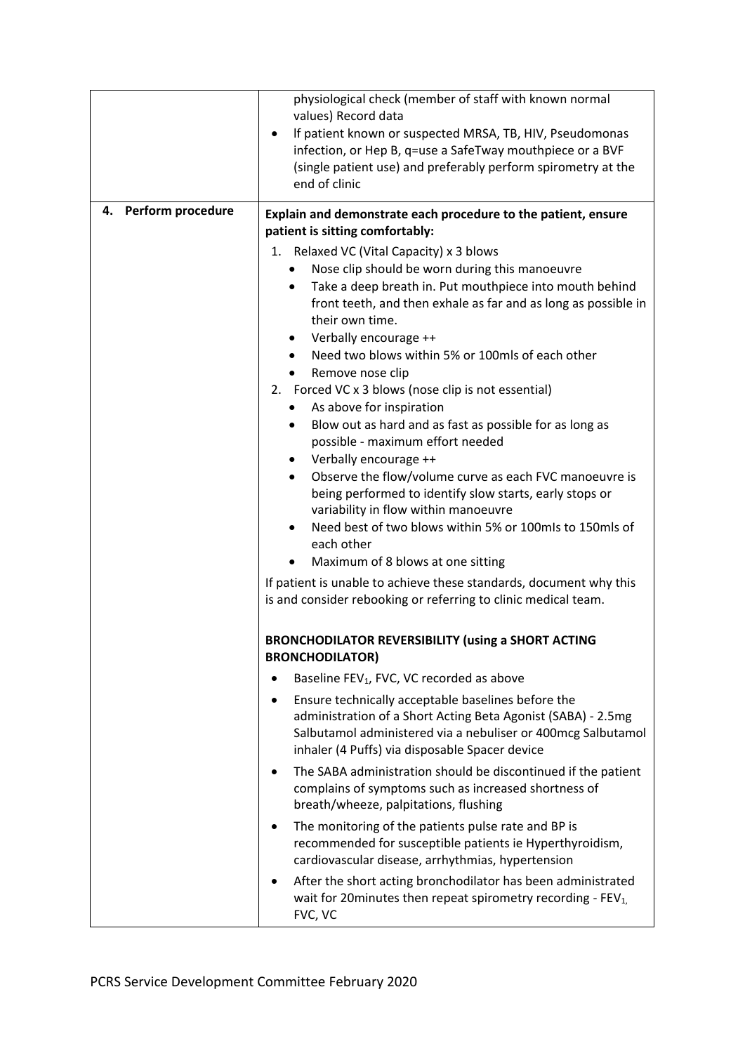| | |
|---|---|
| | physiological check (member of staff with known normal values) Record data<br>• If patient known or suspected MRSA, TB, HIV, Pseudomonas infection, or Hep B, q=use a SafeTway mouthpiece or a BVF (single patient use) and preferably perform spirometry at the end of clinic |
| **4. Perform procedure** | **Explain and demonstrate each procedure to the patient, ensure patient is sitting comfortably:**<br>1. Relaxed VC (Vital Capacity) x 3 blows<br>• Nose clip should be worn during this manoeuvre<br>• Take a deep breath in. Put mouthpiece into mouth behind front teeth, and then exhale as far and as long as possible in their own time.<br>• Verbally encourage ++<br>• Need two blows within 5% or 100mls of each other<br>• Remove nose clip<br>2. Forced VC x 3 blows (nose clip is not essential)<br>• As above for inspiration<br>• Blow out as hard and as fast as possible for as long as possible - maximum effort needed<br>• Verbally encourage ++<br>• Observe the flow/volume curve as each FVC manoeuvre is being performed to identify slow starts, early stops or variability in flow within manoeuvre<br>• Need best of two blows within 5% or 100mls to 150mls of each other<br>• Maximum of 8 blows at one sitting<br><br>If patient is unable to achieve these standards, document why this is and consider rebooking or referring to clinic medical team.<br><br>**BRONCHODILATOR REVERSIBILITY (using a SHORT ACTING BRONCHODILATOR)**<br>• Baseline $FEV_1$, FVC, VC recorded as above<br>• Ensure technically acceptable baselines before the administration of a Short Acting Beta Agonist (SABA) - 2.5mg Salbutamol administered via a nebuliser or 400mcg Salbutamol inhaler (4 Puffs) via disposable Spacer device<br>• The SABA administration should be discontinued if the patient complains of symptoms such as increased shortness of breath/wheeze, palpitations, flushing<br>• The monitoring of the patients pulse rate and BP is recommended for susceptible patients ie Hyperthyroidism, cardiovascular disease, arrhythmias, hypertension<br>• After the short acting bronchodilator has been administrated wait for 20minutes then repeat spirometry recording - $FEV_1$, FVC, VC |

PCRS Service Development Committee February 2020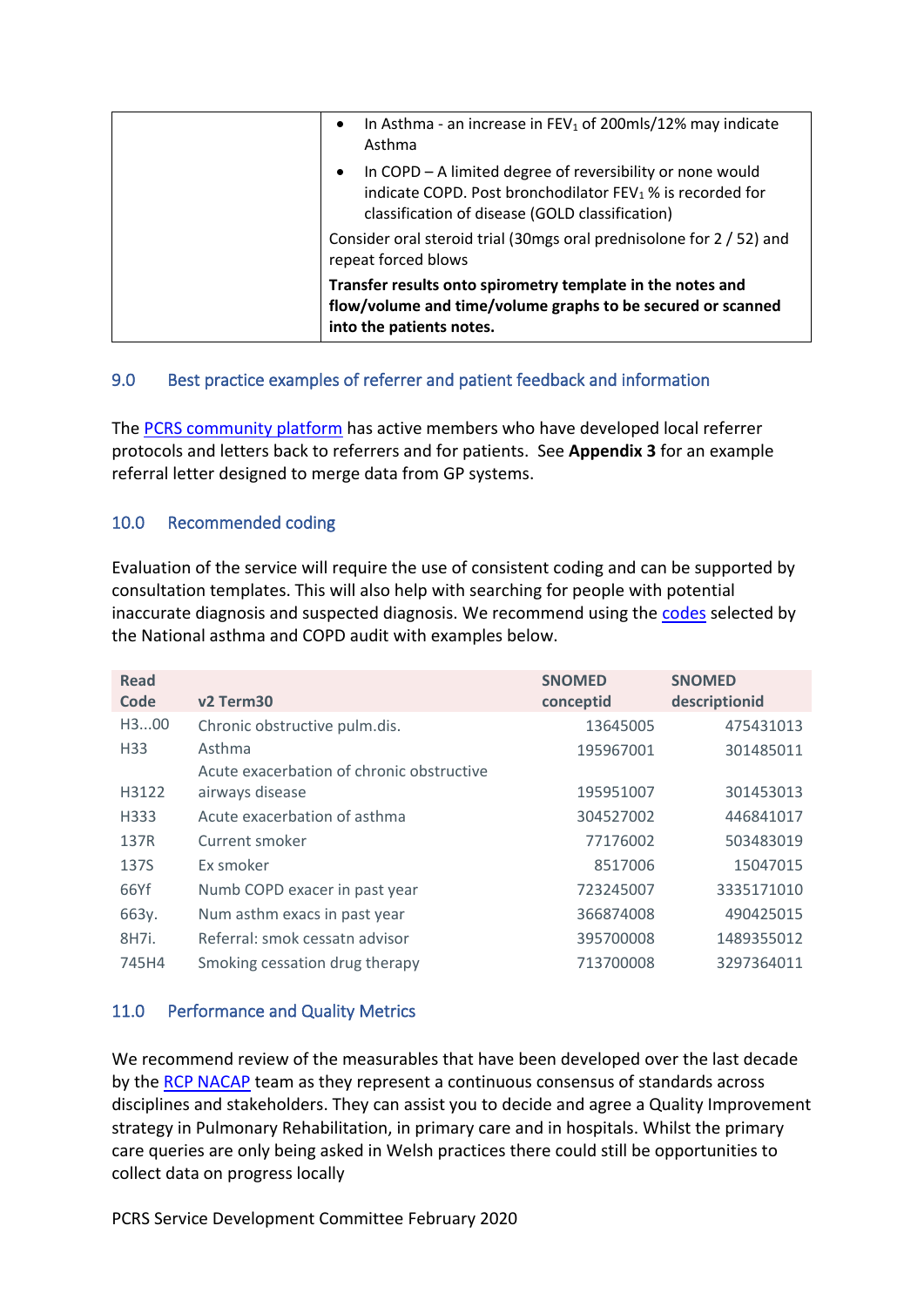| | • In Asthma - an increase in $FEV_1$ of 200mls/12% may indicate Asthma<br>• In COPD – A limited degree of reversibility or none would indicate COPD. Post bronchodilator $FEV_1$ % is recorded for classification of disease (GOLD classification)<br>Consider oral steroid trial (30mgs oral prednisolone for 2 / 52) and repeat forced blows<br>**Transfer results onto spirometry template in the notes and flow/volume and time/volume graphs to be secured or scanned into the patients notes.** |
|---|---|

## 9.0 Best practice examples of referrer and patient feedback and information

The PCRS community platform has active members who have developed local referrer protocols and letters back to referrers and for patients. See **Appendix 3** for an example referral letter designed to merge data from GP systems.

## 10.0 Recommended coding

Evaluation of the service will require the use of consistent coding and can be supported by consultation templates. This will also help with searching for people with potential inaccurate diagnosis and suspected diagnosis. We recommend using the codes selected by the National asthma and COPD audit with examples below.

| Read Code | v2 Term30 | SNOMED conceptid | SNOMED descriptionid |
|---|---|---|---|
| H3...00 | Chronic obstructive pulm.dis. | 13645005 | 475431013 |
| H33 | Asthma | 195967001 | 301485011 |
| H3122 | Acute exacerbation of chronic obstructive airways disease | 195951007 | 301453013 |
| H333 | Acute exacerbation of asthma | 304527002 | 446841017 |
| 137R | Current smoker | 77176002 | 503483019 |
| 137S | Ex smoker | 8517006 | 15047015 |
| 66Yf | Numb COPD exacer in past year | 723245007 | 3335171010 |
| 663y. | Num asthm exacs in past year | 366874008 | 490425015 |
| 8H7i. | Referral: smok cessatn advisor | 395700008 | 1489355012 |
| 745H4 | Smoking cessation drug therapy | 713700008 | 3297364011 |

## 11.0 Performance and Quality Metrics

We recommend review of the measurables that have been developed over the last decade by the RCP NACAP team as they represent a continuous consensus of standards across disciplines and stakeholders. They can assist you to decide and agree a Quality Improvement strategy in Pulmonary Rehabilitation, in primary care and in hospitals. Whilst the primary care queries are only being asked in Welsh practices there could still be opportunities to collect data on progress locally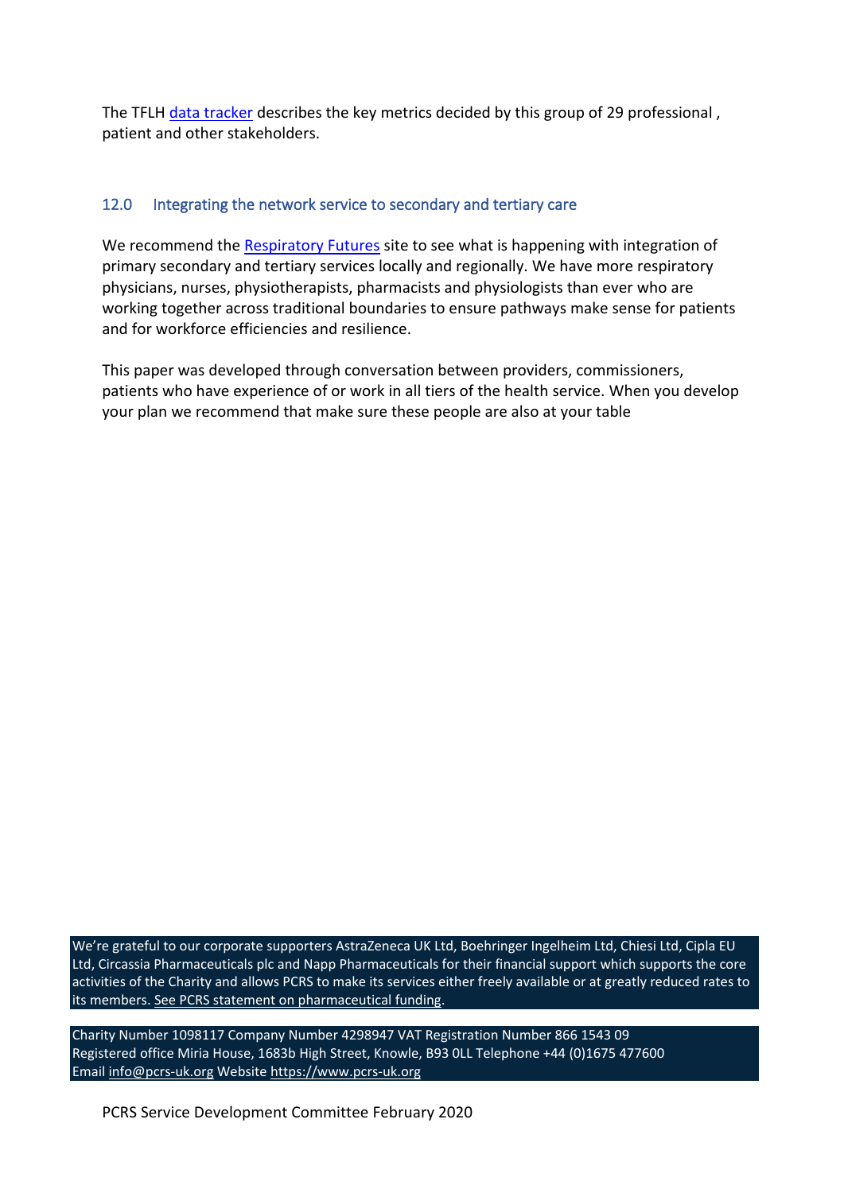The TFLH data tracker describes the key metrics decided by this group of 29 professional , patient and other stakeholders.

## 12.0 Integrating the network service to secondary and tertiary care

We recommend the Respiratory Futures site to see what is happening with integration of primary secondary and tertiary services locally and regionally. We have more respiratory physicians, nurses, physiotherapists, pharmacists and physiologists than ever who are working together across traditional boundaries to ensure pathways make sense for patients and for workforce efficiencies and resilience.

This paper was developed through conversation between providers, commissioners, patients who have experience of or work in all tiers of the health service. When you develop your plan we recommend that make sure these people are also at your table

We're grateful to our corporate supporters AstraZeneca UK Ltd, Boehringer Ingelheim Ltd, Chiesi Ltd, Cipla EU Ltd, Circassia Pharmaceuticals plc and Napp Pharmaceuticals for their financial support which supports the core activities of the Charity and allows PCRS to make its services either freely available or at greatly reduced rates to its members. See PCRS statement on pharmaceutical funding.

Charity Number 1098117 Company Number 4298947 VAT Registration Number 866 1543 09
Registered office Miria House, 1683b High Street, Knowle, B93 0LL Telephone +44 (0)1675 477600
Email info@pcrs-uk.org Website https://www.pcrs-uk.org

PCRS Service Development Committee February 2020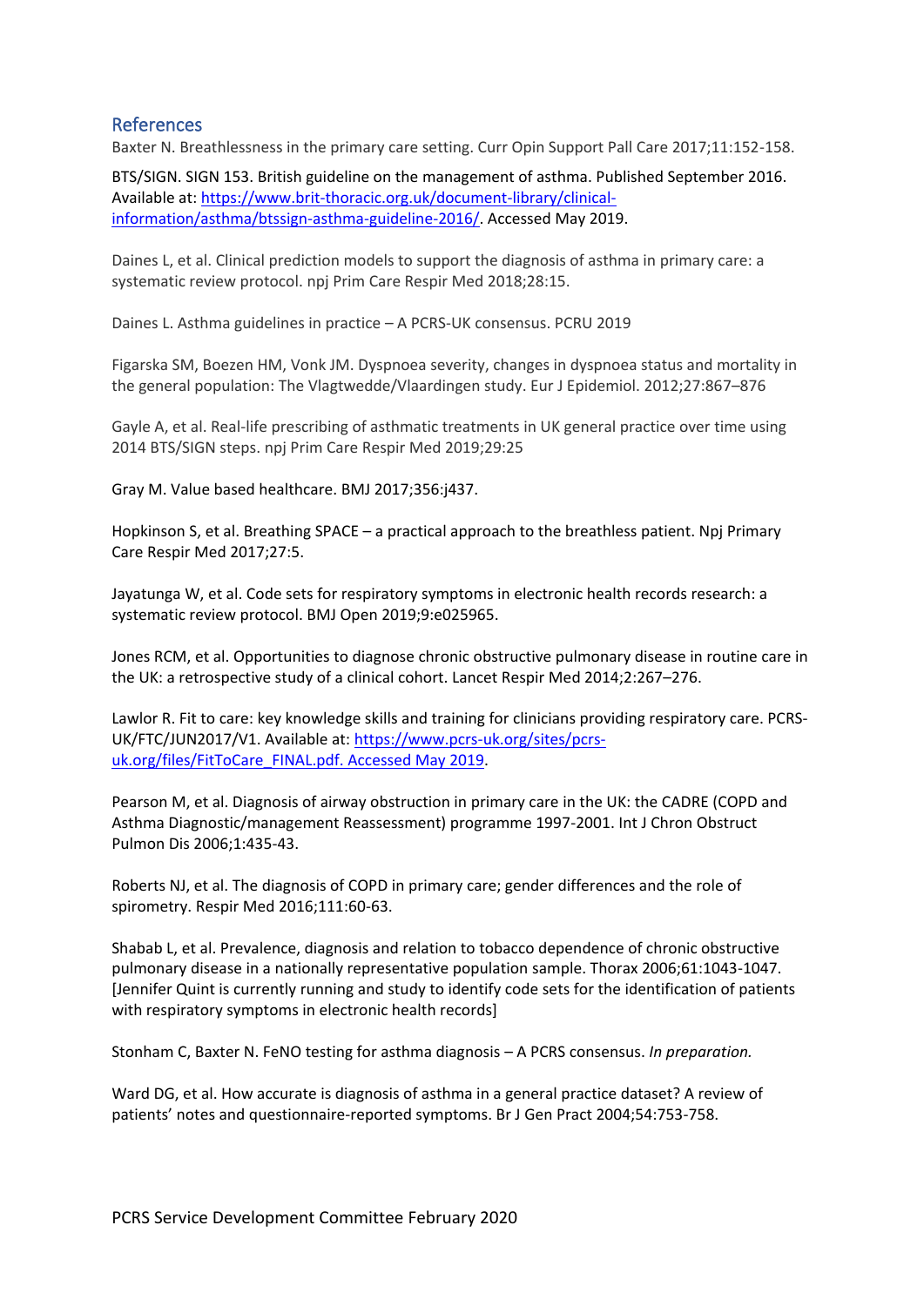## References

Baxter N. Breathlessness in the primary care setting. Curr Opin Support Pall Care 2017;11:152-158.

BTS/SIGN. SIGN 153. British guideline on the management of asthma. Published September 2016. Available at: https://www.brit-thoracic.org.uk/document-library/clinical-information/asthma/btssign-asthma-guideline-2016/. Accessed May 2019.

Daines L, et al. Clinical prediction models to support the diagnosis of asthma in primary care: a systematic review protocol. npj Prim Care Respir Med 2018;28:15.

Daines L. Asthma guidelines in practice – A PCRS-UK consensus. PCRU 2019

Figarska SM, Boezen HM, Vonk JM. Dyspnoea severity, changes in dyspnoea status and mortality in the general population: The Vlagtwedde/Vlaardingen study. Eur J Epidemiol. 2012;27:867–876

Gayle A, et al. Real-life prescribing of asthmatic treatments in UK general practice over time using 2014 BTS/SIGN steps. npj Prim Care Respir Med 2019;29:25

Gray M. Value based healthcare. BMJ 2017;356:j437.

Hopkinson S, et al. Breathing SPACE – a practical approach to the breathless patient. Npj Primary Care Respir Med 2017;27:5.

Jayatunga W, et al. Code sets for respiratory symptoms in electronic health records research: a systematic review protocol. BMJ Open 2019;9:e025965.

Jones RCM, et al. Opportunities to diagnose chronic obstructive pulmonary disease in routine care in the UK: a retrospective study of a clinical cohort. Lancet Respir Med 2014;2:267–276.

Lawlor R. Fit to care: key knowledge skills and training for clinicians providing respiratory care. PCRS-UK/FTC/JUN2017/V1. Available at: https://www.pcrs-uk.org/sites/pcrs-uk.org/files/FitToCare_FINAL.pdf. Accessed May 2019.

Pearson M, et al. Diagnosis of airway obstruction in primary care in the UK: the CADRE (COPD and Asthma Diagnostic/management Reassessment) programme 1997-2001. Int J Chron Obstruct Pulmon Dis 2006;1:435-43.

Roberts NJ, et al. The diagnosis of COPD in primary care; gender differences and the role of spirometry. Respir Med 2016;111:60-63.

Shabab L, et al. Prevalence, diagnosis and relation to tobacco dependence of chronic obstructive pulmonary disease in a nationally representative population sample. Thorax 2006;61:1043-1047. [Jennifer Quint is currently running and study to identify code sets for the identification of patients with respiratory symptoms in electronic health records]

Stonham C, Baxter N. FeNO testing for asthma diagnosis – A PCRS consensus. *In preparation.*

Ward DG, et al. How accurate is diagnosis of asthma in a general practice dataset? A review of patients' notes and questionnaire-reported symptoms. Br J Gen Pract 2004;54:753-758.

PCRS Service Development Committee February 2020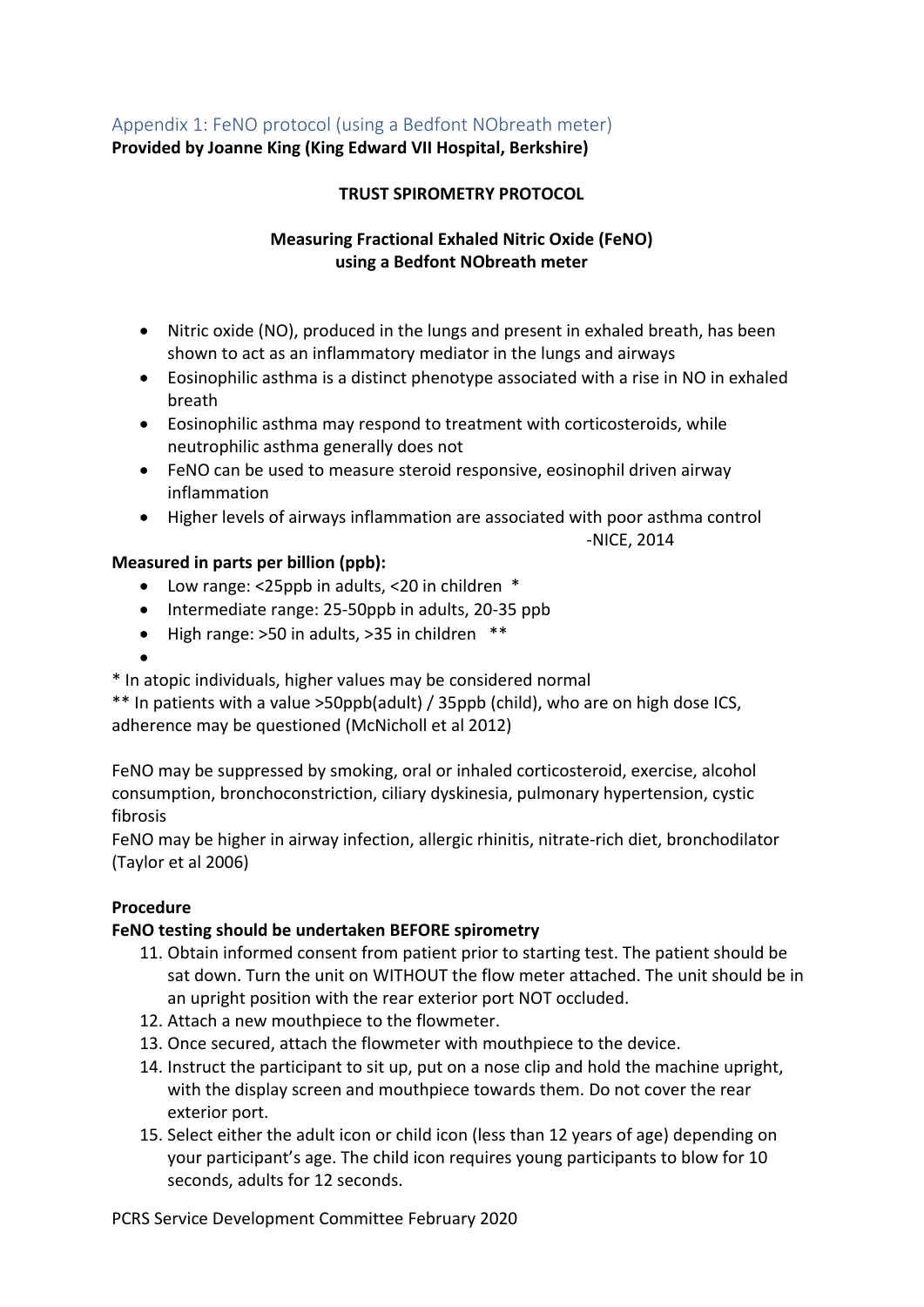## Appendix 1: FeNO protocol (using a Bedfont NObreath meter)

**Provided by Joanne King (King Edward VII Hospital, Berkshire)**

**TRUST SPIROMETRY PROTOCOL**

**Measuring Fractional Exhaled Nitric Oxide (FeNO) using a Bedfont NObreath meter**

- Nitric oxide (NO), produced in the lungs and present in exhaled breath, has been shown to act as an inflammatory mediator in the lungs and airways
- Eosinophilic asthma is a distinct phenotype associated with a rise in NO in exhaled breath
- Eosinophilic asthma may respond to treatment with corticosteroids, while neutrophilic asthma generally does not
- FeNO can be used to measure steroid responsive, eosinophil driven airway inflammation
- Higher levels of airways inflammation are associated with poor asthma control

-NICE, 2014

**Measured in parts per billion (ppb):**

- Low range: <25ppb in adults, <20 in children *
- Intermediate range: 25-50ppb in adults, 20-35 ppb
- High range: >50 in adults, >35 in children **

* In atopic individuals, higher values may be considered normal

** In patients with a value >50ppb(adult) / 35ppb (child), who are on high dose ICS, adherence may be questioned (McNicholl et al 2012)

FeNO may be suppressed by smoking, oral or inhaled corticosteroid, exercise, alcohol consumption, bronchoconstriction, ciliary dyskinesia, pulmonary hypertension, cystic fibrosis

FeNO may be higher in airway infection, allergic rhinitis, nitrate-rich diet, bronchodilator (Taylor et al 2006)

**Procedure**

**FeNO testing should be undertaken BEFORE spirometry**

11. Obtain informed consent from patient prior to starting test. The patient should be sat down. Turn the unit on WITHOUT the flow meter attached. The unit should be in an upright position with the rear exterior port NOT occluded.
12. Attach a new mouthpiece to the flowmeter.
13. Once secured, attach the flowmeter with mouthpiece to the device.
14. Instruct the participant to sit up, put on a nose clip and hold the machine upright, with the display screen and mouthpiece towards them. Do not cover the rear exterior port.
15. Select either the adult icon or child icon (less than 12 years of age) depending on your participant's age. The child icon requires young participants to blow for 10 seconds, adults for 12 seconds.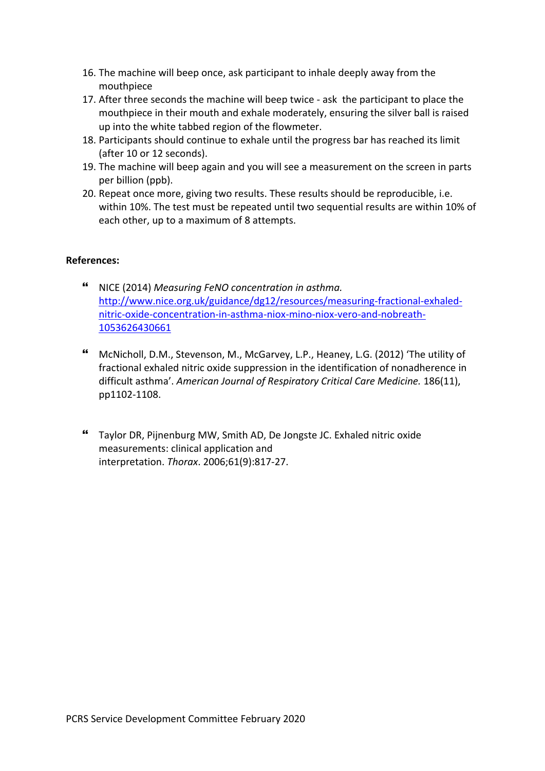16. The machine will beep once, ask participant to inhale deeply away from the mouthpiece
17. After three seconds the machine will beep twice - ask the participant to place the mouthpiece in their mouth and exhale moderately, ensuring the silver ball is raised up into the white tabbed region of the flowmeter.
18. Participants should continue to exhale until the progress bar has reached its limit (after 10 or 12 seconds).
19. The machine will beep again and you will see a measurement on the screen in parts per billion (ppb).
20. Repeat once more, giving two results. These results should be reproducible, i.e. within 10%. The test must be repeated until two sequential results are within 10% of each other, up to a maximum of 8 attempts.

**References:**

- NICE (2014) *Measuring FeNO concentration in asthma.* [http://www.nice.org.uk/guidance/dg12/resources/measuring-fractional-exhaled-nitric-oxide-concentration-in-asthma-niox-mino-niox-vero-and-nobreath-1053626430661](http://www.nice.org.uk/guidance/dg12/resources/measuring-fractional-exhaled-nitric-oxide-concentration-in-asthma-niox-mino-niox-vero-and-nobreath-1053626430661)

- McNicholl, D.M., Stevenson, M., McGarvey, L.P., Heaney, L.G. (2012) 'The utility of fractional exhaled nitric oxide suppression in the identification of nonadherence in difficult asthma'. *American Journal of Respiratory Critical Care Medicine.* 186(11), pp1102-1108.

- Taylor DR, Pijnenburg MW, Smith AD, De Jongste JC. Exhaled nitric oxide measurements: clinical application and interpretation. *Thorax*. 2006;61(9):817-27.

PCRS Service Development Committee February 2020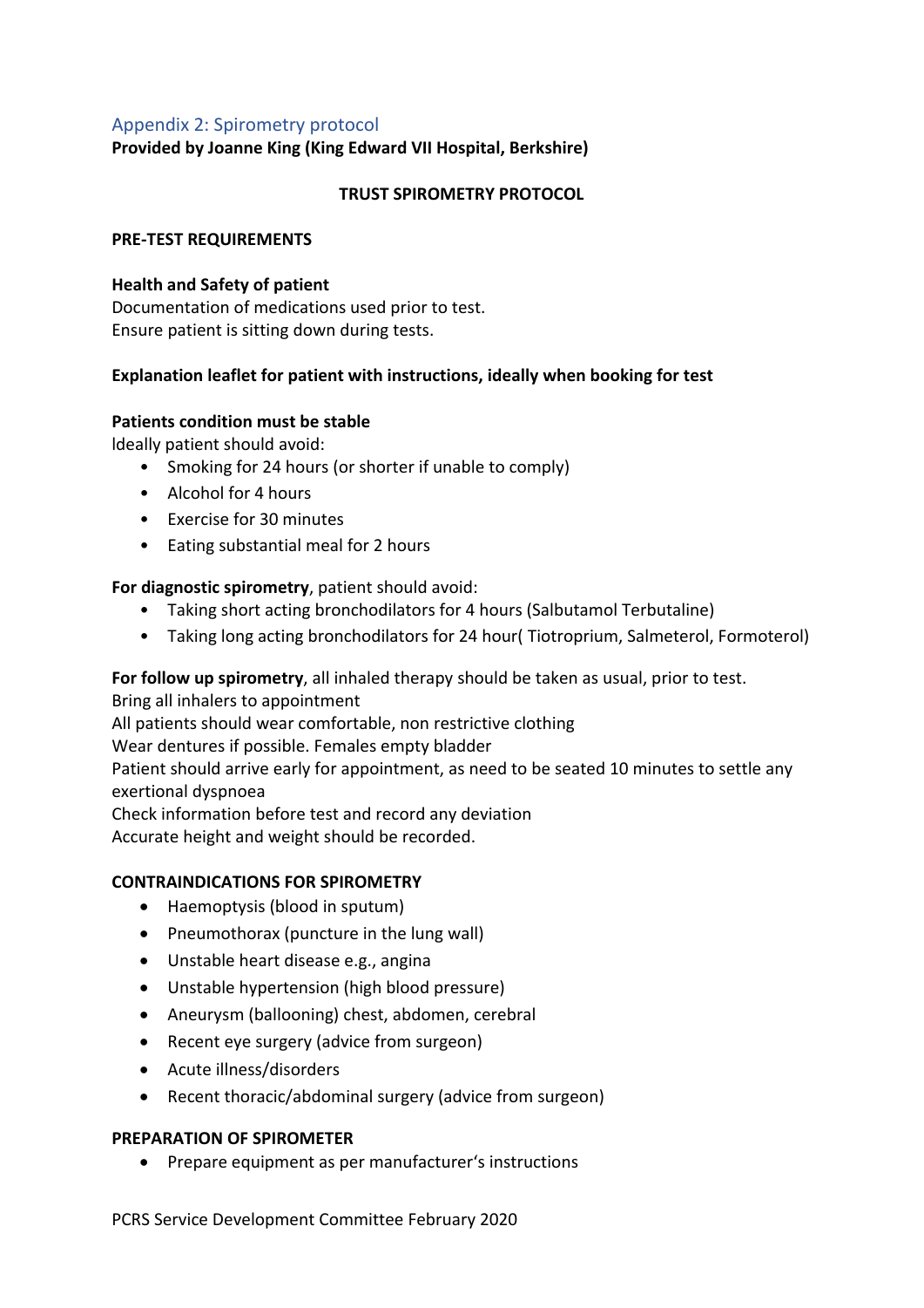## Appendix 2: Spirometry protocol

**Provided by Joanne King (King Edward VII Hospital, Berkshire)**

**TRUST SPIROMETRY PROTOCOL**

**PRE-TEST REQUIREMENTS**

**Health and Safety of patient**
Documentation of medications used prior to test.
Ensure patient is sitting down during tests.

**Explanation leaflet for patient with instructions, ideally when booking for test**

**Patients condition must be stable**
Ideally patient should avoid:

- Smoking for 24 hours (or shorter if unable to comply)
- Alcohol for 4 hours
- Exercise for 30 minutes
- Eating substantial meal for 2 hours

**For diagnostic spirometry**, patient should avoid:

- Taking short acting bronchodilators for 4 hours (Salbutamol Terbutaline)
- Taking long acting bronchodilators for 24 hour( Tiotroprium, Salmeterol, Formoterol)

**For follow up spirometry**, all inhaled therapy should be taken as usual, prior to test.
Bring all inhalers to appointment
All patients should wear comfortable, non restrictive clothing
Wear dentures if possible. Females empty bladder
Patient should arrive early for appointment, as need to be seated 10 minutes to settle any exertional dyspnoea
Check information before test and record any deviation
Accurate height and weight should be recorded.

**CONTRAINDICATIONS FOR SPIROMETRY**

- Haemoptysis (blood in sputum)
- Pneumothorax (puncture in the lung wall)
- Unstable heart disease e.g., angina
- Unstable hypertension (high blood pressure)
- Aneurysm (ballooning) chest, abdomen, cerebral
- Recent eye surgery (advice from surgeon)
- Acute illness/disorders
- Recent thoracic/abdominal surgery (advice from surgeon)

**PREPARATION OF SPIROMETER**

- Prepare equipment as per manufacturer's instructions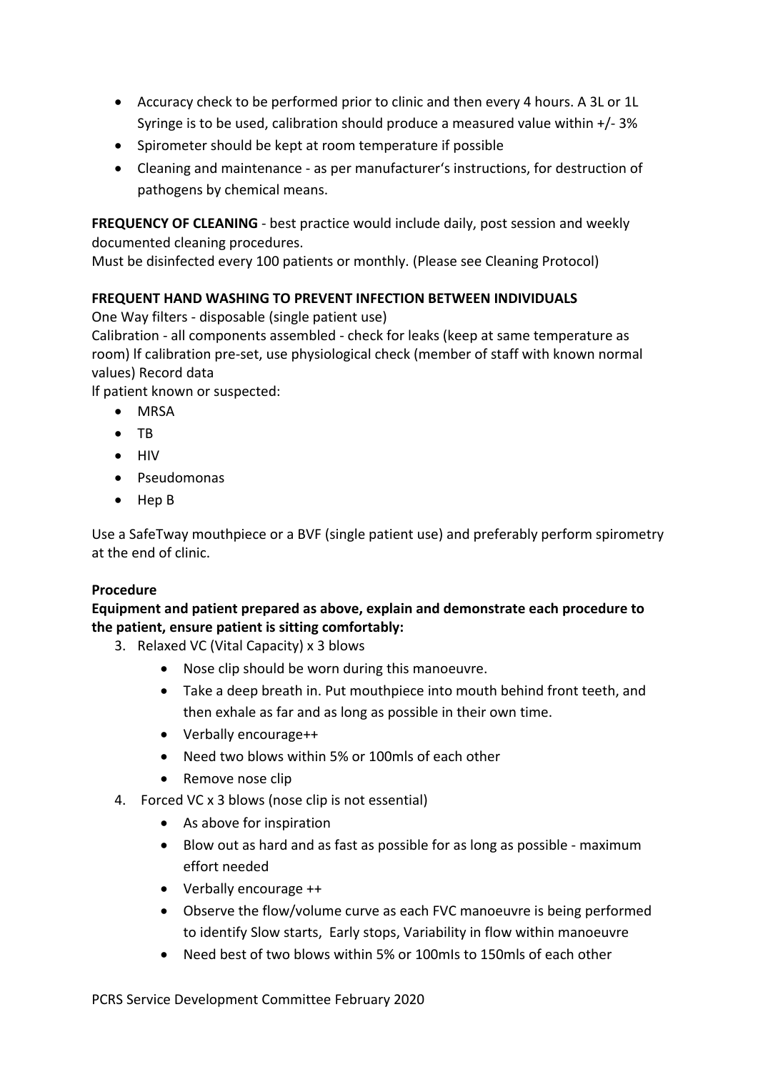- Accuracy check to be performed prior to clinic and then every 4 hours. A 3L or 1L Syringe is to be used, calibration should produce a measured value within +/- 3%
- Spirometer should be kept at room temperature if possible
- Cleaning and maintenance - as per manufacturer's instructions, for destruction of pathogens by chemical means.

**FREQUENCY OF CLEANING** - best practice would include daily, post session and weekly documented cleaning procedures.
Must be disinfected every 100 patients or monthly. (Please see Cleaning Protocol)

**FREQUENT HAND WASHING TO PREVENT INFECTION BETWEEN INDIVIDUALS**
One Way filters - disposable (single patient use)
Calibration - all components assembled - check for leaks (keep at same temperature as room) lf calibration pre-set, use physiological check (member of staff with known normal values) Record data
lf patient known or suspected:

- MRSA
- TB
- HIV
- Pseudomonas
- Hep B

Use a SafeTway mouthpiece or a BVF (single patient use) and preferably perform spirometry at the end of clinic.

**Procedure**

**Equipment and patient prepared as above, explain and demonstrate each procedure to the patient, ensure patient is sitting comfortably:**

3. Relaxed VC (Vital Capacity) x 3 blows
    - Nose clip should be worn during this manoeuvre.
    - Take a deep breath in. Put mouthpiece into mouth behind front teeth, and then exhale as far and as long as possible in their own time.
    - Verbally encourage++
    - Need two blows within 5% or 100mls of each other
    - Remove nose clip
4. Forced VC x 3 blows (nose clip is not essential)
    - As above for inspiration
    - Blow out as hard and as fast as possible for as long as possible - maximum effort needed
    - Verbally encourage ++
    - Observe the flow/volume curve as each FVC manoeuvre is being performed to identify Slow starts, Early stops, Variability in flow within manoeuvre
    - Need best of two blows within 5% or 100mls to 150mls of each other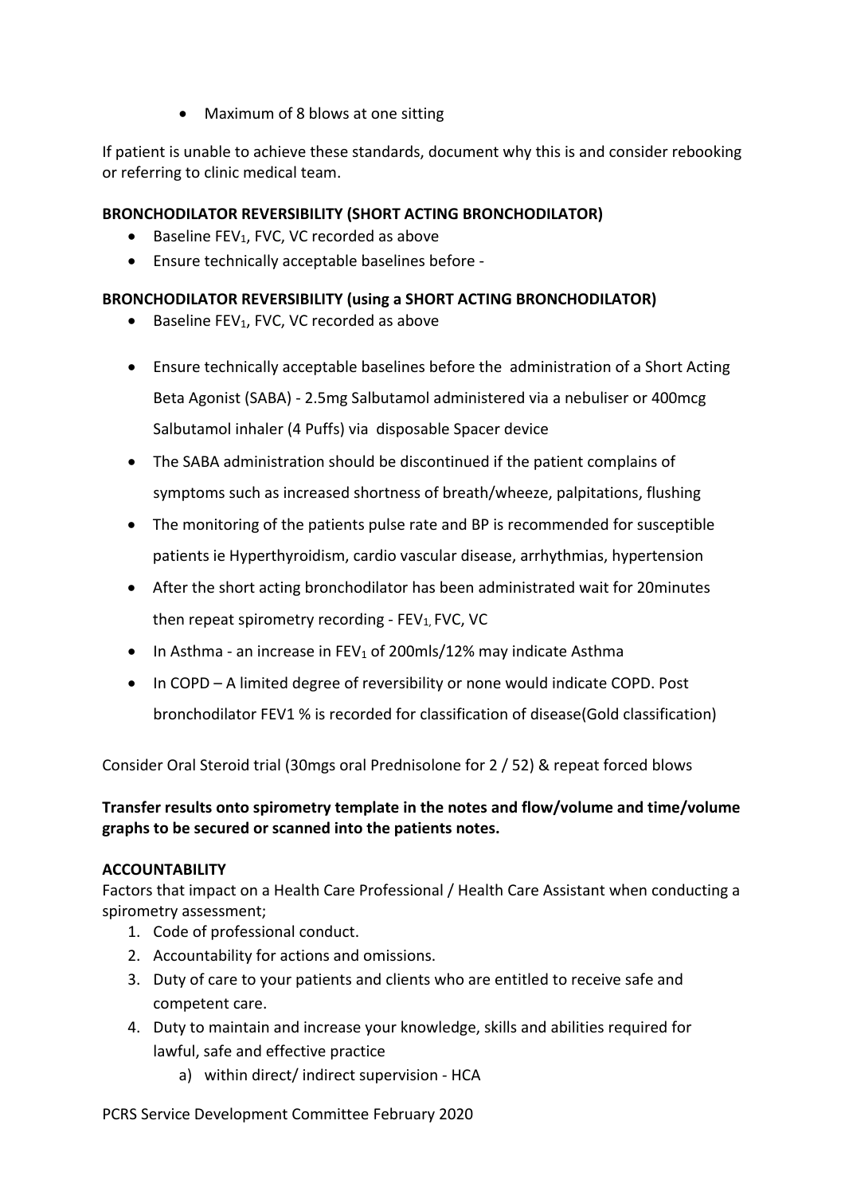- Maximum of 8 blows at one sitting

If patient is unable to achieve these standards, document why this is and consider rebooking or referring to clinic medical team.

**BRONCHODILATOR REVERSIBILITY (SHORT ACTING BRONCHODILATOR)**

- Baseline $FEV_1$, FVC, VC recorded as above
- Ensure technically acceptable baselines before -

**BRONCHODILATOR REVERSIBILITY (using a SHORT ACTING BRONCHODILATOR)**

- Baseline $FEV_1$, FVC, VC recorded as above
- Ensure technically acceptable baselines before the administration of a Short Acting Beta Agonist (SABA) - 2.5mg Salbutamol administered via a nebuliser or 400mcg Salbutamol inhaler (4 Puffs) via disposable Spacer device
- The SABA administration should be discontinued if the patient complains of symptoms such as increased shortness of breath/wheeze, palpitations, flushing
- The monitoring of the patients pulse rate and BP is recommended for susceptible patients ie Hyperthyroidism, cardio vascular disease, arrhythmias, hypertension
- After the short acting bronchodilator has been administrated wait for 20minutes then repeat spirometry recording - $FEV_1$, FVC, VC
- In Asthma - an increase in $FEV_1$ of 200mls/12% may indicate Asthma
- In COPD – A limited degree of reversibility or none would indicate COPD. Post bronchodilator FEV1 % is recorded for classification of disease(Gold classification)

Consider Oral Steroid trial (30mgs oral Prednisolone for 2 / 52) & repeat forced blows

**Transfer results onto spirometry template in the notes and flow/volume and time/volume graphs to be secured or scanned into the patients notes.**

**ACCOUNTABILITY**

Factors that impact on a Health Care Professional / Health Care Assistant when conducting a spirometry assessment;

1. Code of professional conduct.
2. Accountability for actions and omissions.
3. Duty of care to your patients and clients who are entitled to receive safe and competent care.
4. Duty to maintain and increase your knowledge, skills and abilities required for lawful, safe and effective practice
    a) within direct/ indirect supervision - HCA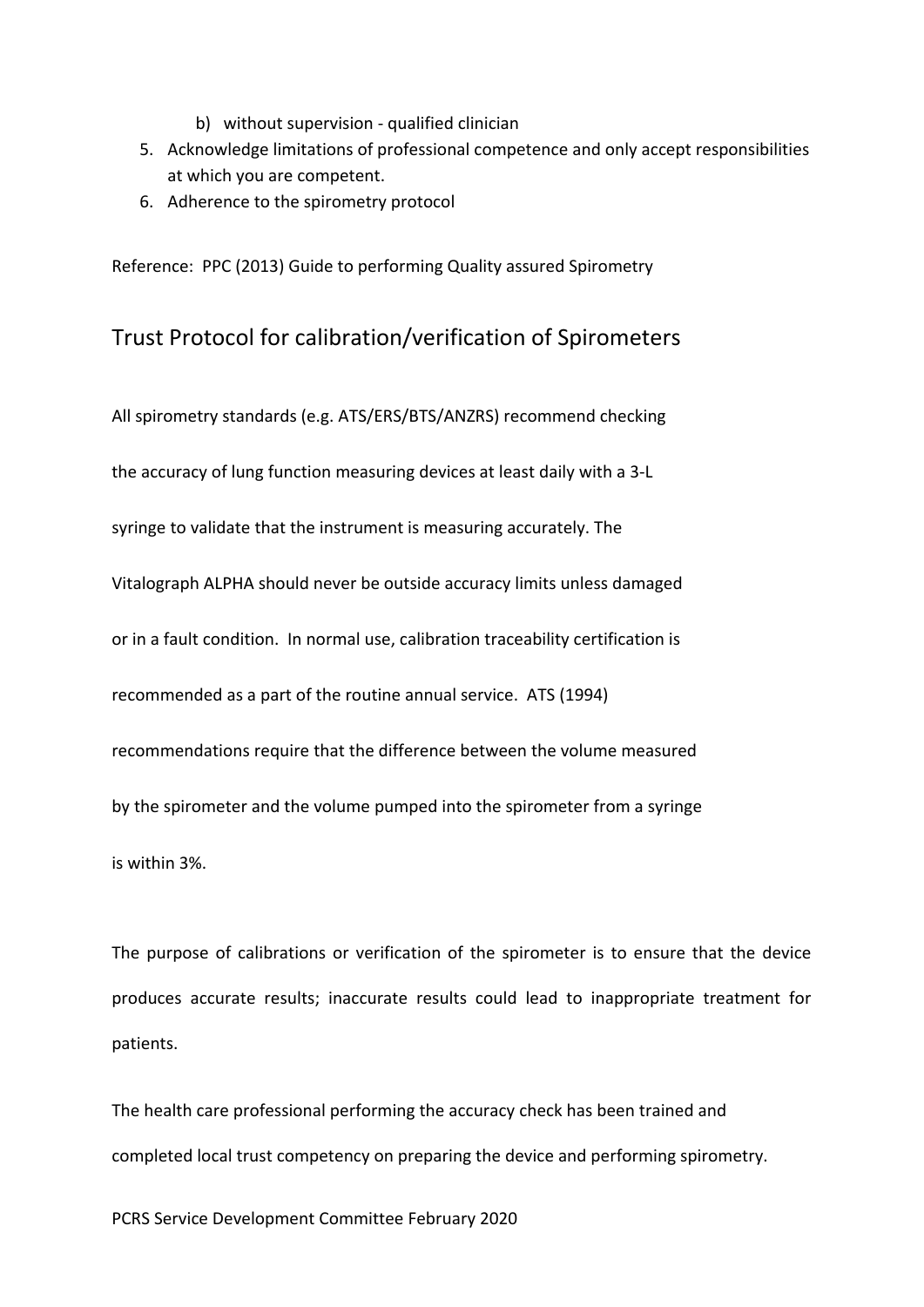b) without supervision - qualified clinician

5. Acknowledge limitations of professional competence and only accept responsibilities at which you are competent.
6. Adherence to the spirometry protocol

Reference: PPC (2013) Guide to performing Quality assured Spirometry

## Trust Protocol for calibration/verification of Spirometers

All spirometry standards (e.g. ATS/ERS/BTS/ANZRS) recommend checking the accuracy of lung function measuring devices at least daily with a 3-L syringe to validate that the instrument is measuring accurately. The Vitalograph ALPHA should never be outside accuracy limits unless damaged or in a fault condition. In normal use, calibration traceability certification is recommended as a part of the routine annual service. ATS (1994) recommendations require that the difference between the volume measured by the spirometer and the volume pumped into the spirometer from a syringe is within 3%.

The purpose of calibrations or verification of the spirometer is to ensure that the device produces accurate results; inaccurate results could lead to inappropriate treatment for patients.

The health care professional performing the accuracy check has been trained and completed local trust competency on preparing the device and performing spirometry.

PCRS Service Development Committee February 2020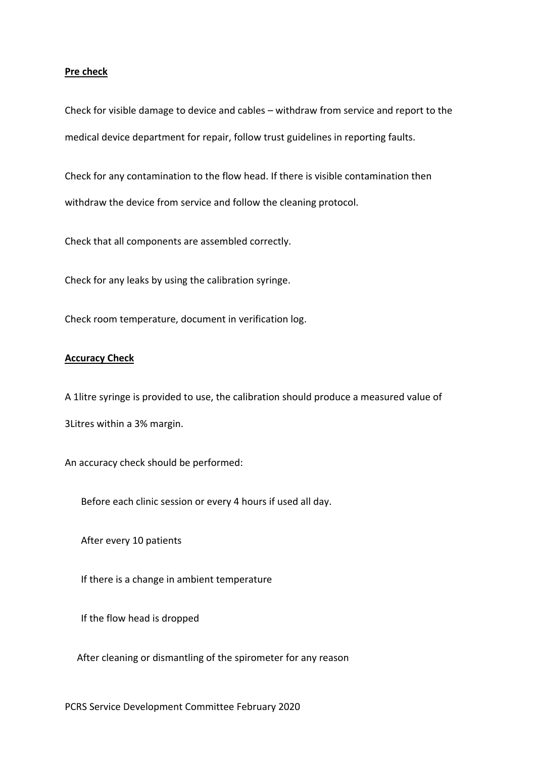**Pre check**

Check for visible damage to device and cables – withdraw from service and report to the medical device department for repair, follow trust guidelines in reporting faults.

Check for any contamination to the flow head. If there is visible contamination then withdraw the device from service and follow the cleaning protocol.

Check that all components are assembled correctly.

Check for any leaks by using the calibration syringe.

Check room temperature, document in verification log.

**Accuracy Check**

A 1litre syringe is provided to use, the calibration should produce a measured value of 3Litres within a 3% margin.

An accuracy check should be performed:

- Before each clinic session or every 4 hours if used all day.
- After every 10 patients
- If there is a change in ambient temperature
- If the flow head is dropped
- After cleaning or dismantling of the spirometer for any reason

PCRS Service Development Committee February 2020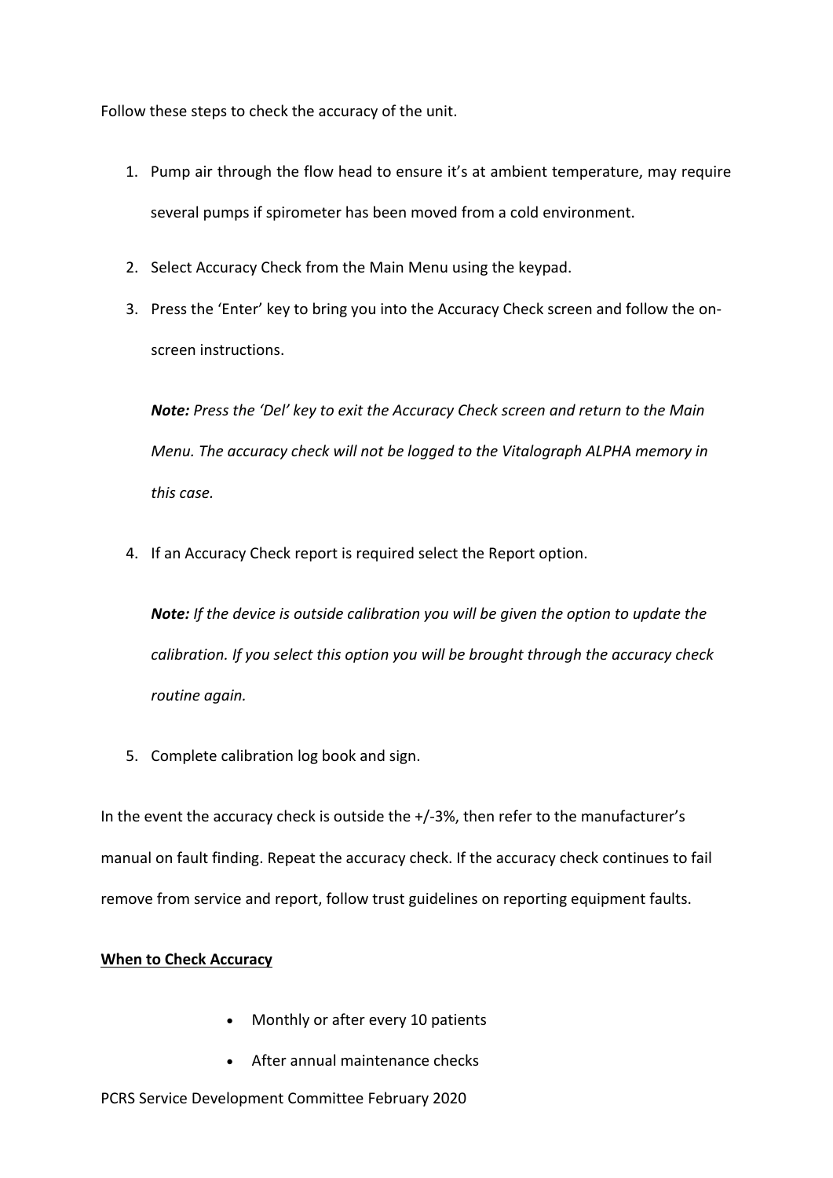Follow these steps to check the accuracy of the unit.

1. Pump air through the flow head to ensure it's at ambient temperature, may require several pumps if spirometer has been moved from a cold environment.
2. Select Accuracy Check from the Main Menu using the keypad.
3. Press the 'Enter' key to bring you into the Accuracy Check screen and follow the on-screen instructions.

   ***Note:*** *Press the 'Del' key to exit the Accuracy Check screen and return to the Main Menu. The accuracy check will not be logged to the Vitalograph ALPHA memory in this case.*

4. If an Accuracy Check report is required select the Report option.

   ***Note:*** *If the device is outside calibration you will be given the option to update the calibration. If you select this option you will be brought through the accuracy check routine again.*

5. Complete calibration log book and sign.

In the event the accuracy check is outside the +/-3%, then refer to the manufacturer's manual on fault finding. Repeat the accuracy check. If the accuracy check continues to fail remove from service and report, follow trust guidelines on reporting equipment faults.

**When to Check Accuracy**

- Monthly or after every 10 patients
- After annual maintenance checks

PCRS Service Development Committee February 2020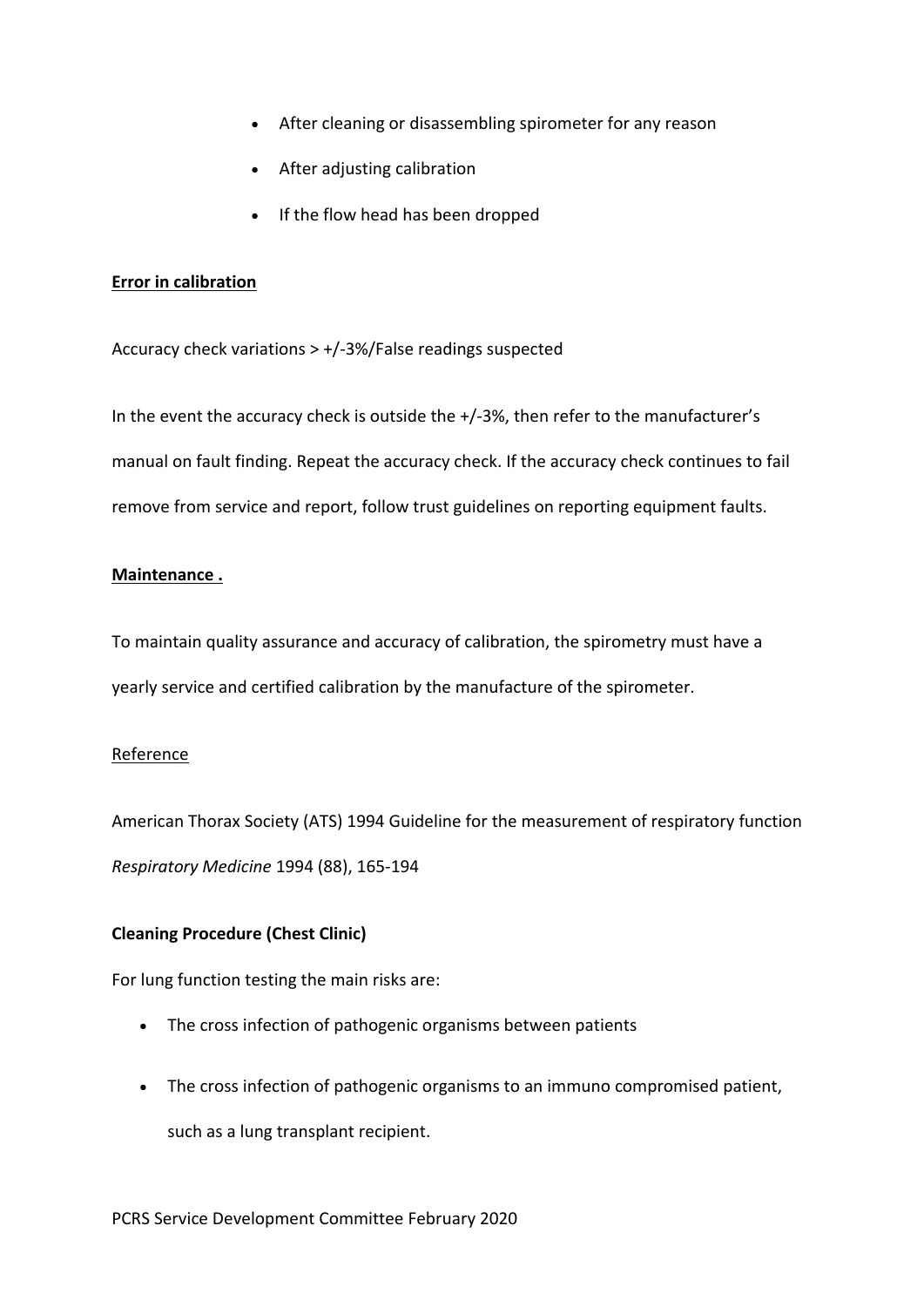- After cleaning or disassembling spirometer for any reason
- After adjusting calibration
- If the flow head has been dropped

**Error in calibration**

Accuracy check variations > +/-3%/False readings suspected

In the event the accuracy check is outside the +/-3%, then refer to the manufacturer's manual on fault finding. Repeat the accuracy check. If the accuracy check continues to fail remove from service and report, follow trust guidelines on reporting equipment faults.

**Maintenance .**

To maintain quality assurance and accuracy of calibration, the spirometry must have a yearly service and certified calibration by the manufacture of the spirometer.

Reference

American Thorax Society (ATS) 1994 Guideline for the measurement of respiratory function *Respiratory Medicine* 1994 (88), 165-194

**Cleaning Procedure (Chest Clinic)**

For lung function testing the main risks are:

- The cross infection of pathogenic organisms between patients
- The cross infection of pathogenic organisms to an immuno compromised patient, such as a lung transplant recipient.

PCRS Service Development Committee February 2020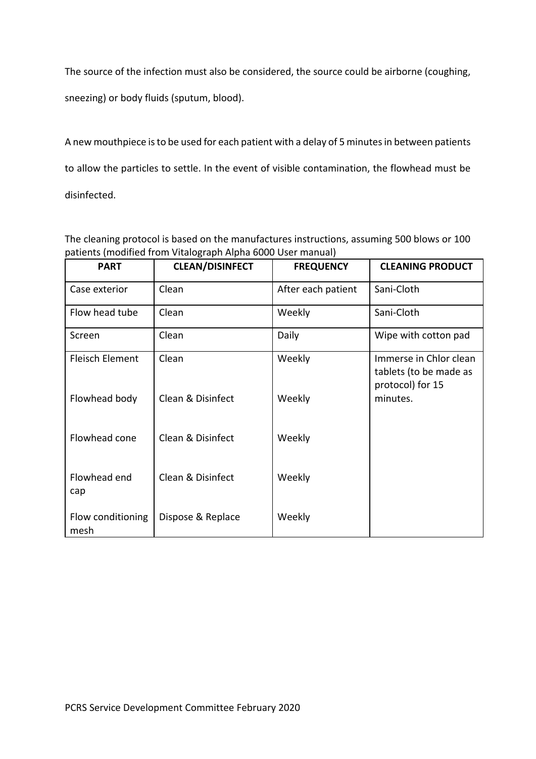The source of the infection must also be considered, the source could be airborne (coughing, sneezing) or body fluids (sputum, blood).

A new mouthpiece is to be used for each patient with a delay of 5 minutes in between patients to allow the particles to settle. In the event of visible contamination, the flowhead must be disinfected.

The cleaning protocol is based on the manufactures instructions, assuming 500 blows or 100 patients (modified from Vitalograph Alpha 6000 User manual)

| PART | CLEAN/DISINFECT | FREQUENCY | CLEANING PRODUCT |
|---|---|---|---|
| Case exterior | Clean | After each patient | Sani-Cloth |
| Flow head tube | Clean | Weekly | Sani-Cloth |
| Screen | Clean | Daily | Wipe with cotton pad |
| Fleisch Element | Clean | Weekly | Immerse in Chlor clean tablets (to be made as protocol) for 15 minutes. |
| Flowhead body | Clean & Disinfect | Weekly | |
| Flowhead cone | Clean & Disinfect | Weekly | |
| Flowhead end cap | Clean & Disinfect | Weekly | |
| Flow conditioning mesh | Dispose & Replace | Weekly | |

PCRS Service Development Committee February 2020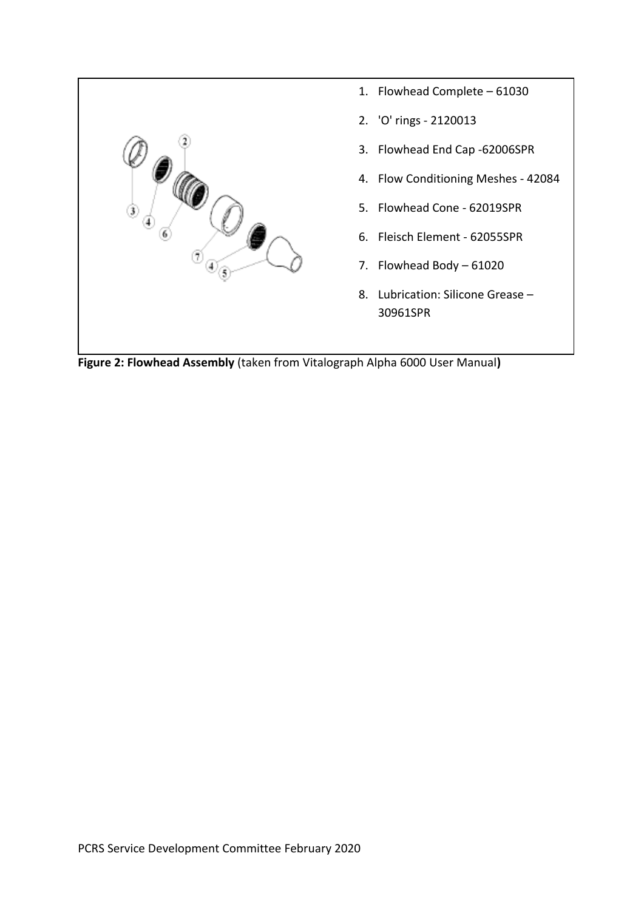1. Flowhead Complete – 61030
2. 'O' rings - 2120013
3. Flowhead End Cap -62006SPR
4. Flow Conditioning Meshes - 42084
5. Flowhead Cone - 62019SPR
6. Fleisch Element - 62055SPR
7. Flowhead Body – 61020
8. Lubrication: Silicone Grease – 30961SPR

**Figure 2: Flowhead Assembly** (taken from Vitalograph Alpha 6000 User Manual**)**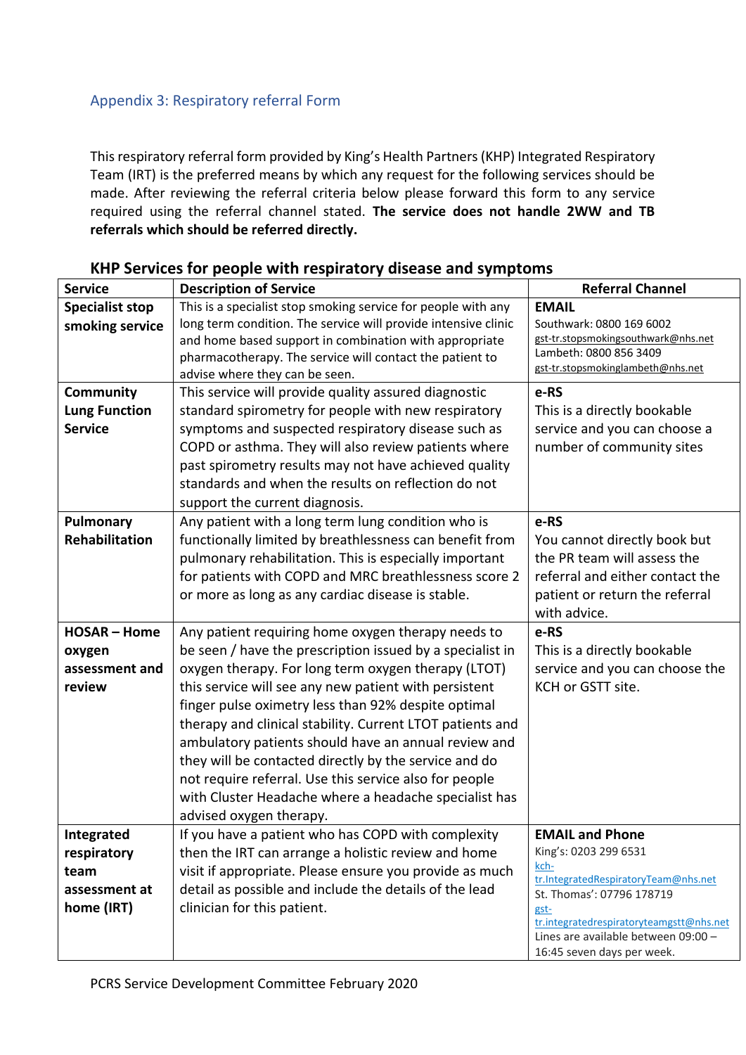## Appendix 3: Respiratory referral Form

This respiratory referral form provided by King's Health Partners (KHP) Integrated Respiratory Team (IRT) is the preferred means by which any request for the following services should be made. After reviewing the referral criteria below please forward this form to any service required using the referral channel stated. **The service does not handle 2WW and TB referrals which should be referred directly.**

### KHP Services for people with respiratory disease and symptoms

| Service | Description of Service | Referral Channel |
|---|---|---|
| **Specialist stop smoking service** | This is a specialist stop smoking service for people with any long term condition. The service will provide intensive clinic and home based support in combination with appropriate pharmacotherapy. The service will contact the patient to advise where they can be seen. | **EMAIL**<br>Southwark: 0800 169 6002<br>gst-tr.stopsmokingsouthwark@nhs.net<br>Lambeth: 0800 856 3409<br>gst-tr.stopsmokinglambeth@nhs.net |
| **Community Lung Function Service** | This service will provide quality assured diagnostic standard spirometry for people with new respiratory symptoms and suspected respiratory disease such as COPD or asthma. They will also review patients where past spirometry results may not have achieved quality standards and when the results on reflection do not support the current diagnosis. | **e-RS**<br>This is a directly bookable service and you can choose a number of community sites |
| **Pulmonary Rehabilitation** | Any patient with a long term lung condition who is functionally limited by breathlessness can benefit from pulmonary rehabilitation. This is especially important for patients with COPD and MRC breathlessness score 2 or more as long as any cardiac disease is stable. | **e-RS**<br>You cannot directly book but the PR team will assess the referral and either contact the patient or return the referral with advice. |
| **HOSAR – Home oxygen assessment and review** | Any patient requiring home oxygen therapy needs to be seen / have the prescription issued by a specialist in oxygen therapy. For long term oxygen therapy (LTOT) this service will see any new patient with persistent finger pulse oximetry less than 92% despite optimal therapy and clinical stability. Current LTOT patients and ambulatory patients should have an annual review and they will be contacted directly by the service and do not require referral. Use this service also for people with Cluster Headache where a headache specialist has advised oxygen therapy. | **e-RS**<br>This is a directly bookable service and you can choose the KCH or GSTT site. |
| **Integrated respiratory team assessment at home (IRT)** | If you have a patient who has COPD with complexity then the IRT can arrange a holistic review and home visit if appropriate. Please ensure you provide as much detail as possible and include the details of the lead clinician for this patient. | **EMAIL and Phone**<br>King's: 0203 299 6531<br>kch-tr.IntegratedRespiratoryTeam@nhs.net<br>St. Thomas': 07796 178719<br>gst-tr.integratedrespiratoryteamgstt@nhs.net<br>Lines are available between 09:00 – 16:45 seven days per week. |

PCRS Service Development Committee February 2020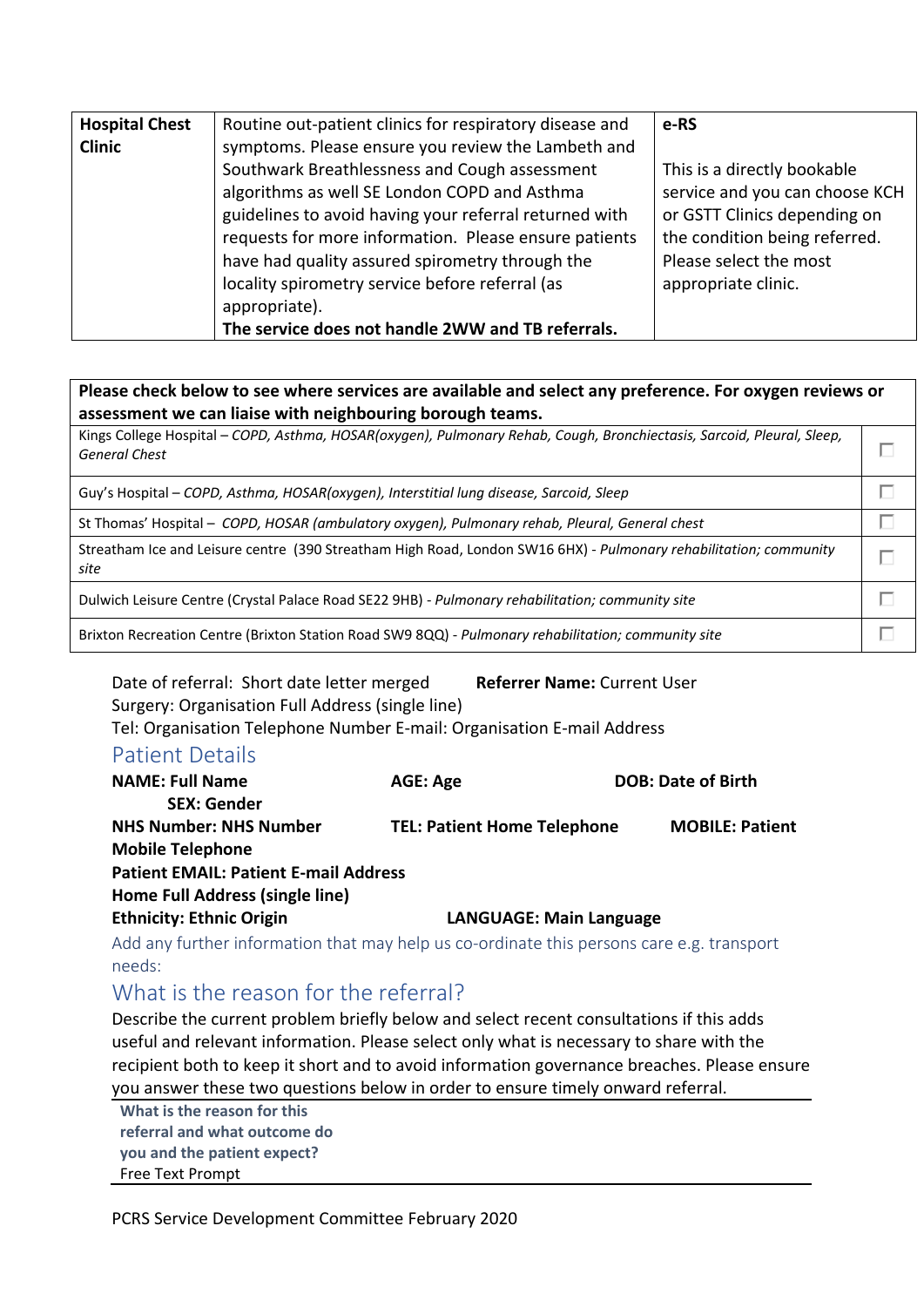| **Hospital Chest Clinic** | Routine out-patient clinics for respiratory disease and symptoms. Please ensure you review the Lambeth and Southwark Breathlessness and Cough assessment algorithms as well SE London COPD and Asthma guidelines to avoid having your referral returned with requests for more information. Please ensure patients have had quality assured spirometry through the locality spirometry service before referral (as appropriate). **The service does not handle 2WW and TB referrals.** | **e-RS**<br><br>This is a directly bookable service and you can choose KCH or GSTT Clinics depending on the condition being referred. Please select the most appropriate clinic. |
|---|---|---|

| **Please check below to see where services are available and select any preference. For oxygen reviews or assessment we can liaise with neighbouring borough teams.** | |
|---|---|
| Kings College Hospital – *COPD, Asthma, HOSAR(oxygen), Pulmonary Rehab, Cough, Bronchiectasis, Sarcoid, Pleural, Sleep, General Chest* | ☐ |
| Guy's Hospital – *COPD, Asthma, HOSAR(oxygen), Interstitial lung disease, Sarcoid, Sleep* | ☐ |
| St Thomas' Hospital – *COPD, HOSAR (ambulatory oxygen), Pulmonary rehab, Pleural, General chest* | ☐ |
| Streatham Ice and Leisure centre (390 Streatham High Road, London SW16 6HX) - *Pulmonary rehabilitation; community site* | ☐ |
| Dulwich Leisure Centre (Crystal Palace Road SE22 9HB) - *Pulmonary rehabilitation; community site* | ☐ |
| Brixton Recreation Centre (Brixton Station Road SW9 8QQ) - *Pulmonary rehabilitation; community site* | ☐ |

Date of referral: Short date letter merged **Referrer Name:** Current User
Surgery: Organisation Full Address (single line)
Tel: Organisation Telephone Number E-mail: Organisation E-mail Address

## Patient Details

**NAME: Full Name** **AGE: Age** **DOB: Date of Birth** **SEX: Gender**
**NHS Number: NHS Number** **TEL: Patient Home Telephone** **MOBILE: Patient Mobile Telephone**
**Patient EMAIL: Patient E-mail Address**
**Home Full Address (single line)**
**Ethnicity: Ethnic Origin** **LANGUAGE: Main Language**

Add any further information that may help us co-ordinate this persons care e.g. transport needs:

## What is the reason for the referral?

Describe the current problem briefly below and select recent consultations if this adds useful and relevant information. Please select only what is necessary to share with the recipient both to keep it short and to avoid information governance breaches. Please ensure you answer these two questions below in order to ensure timely onward referral.

**What is the reason for this referral and what outcome do you and the patient expect?**
Free Text Prompt

PCRS Service Development Committee February 2020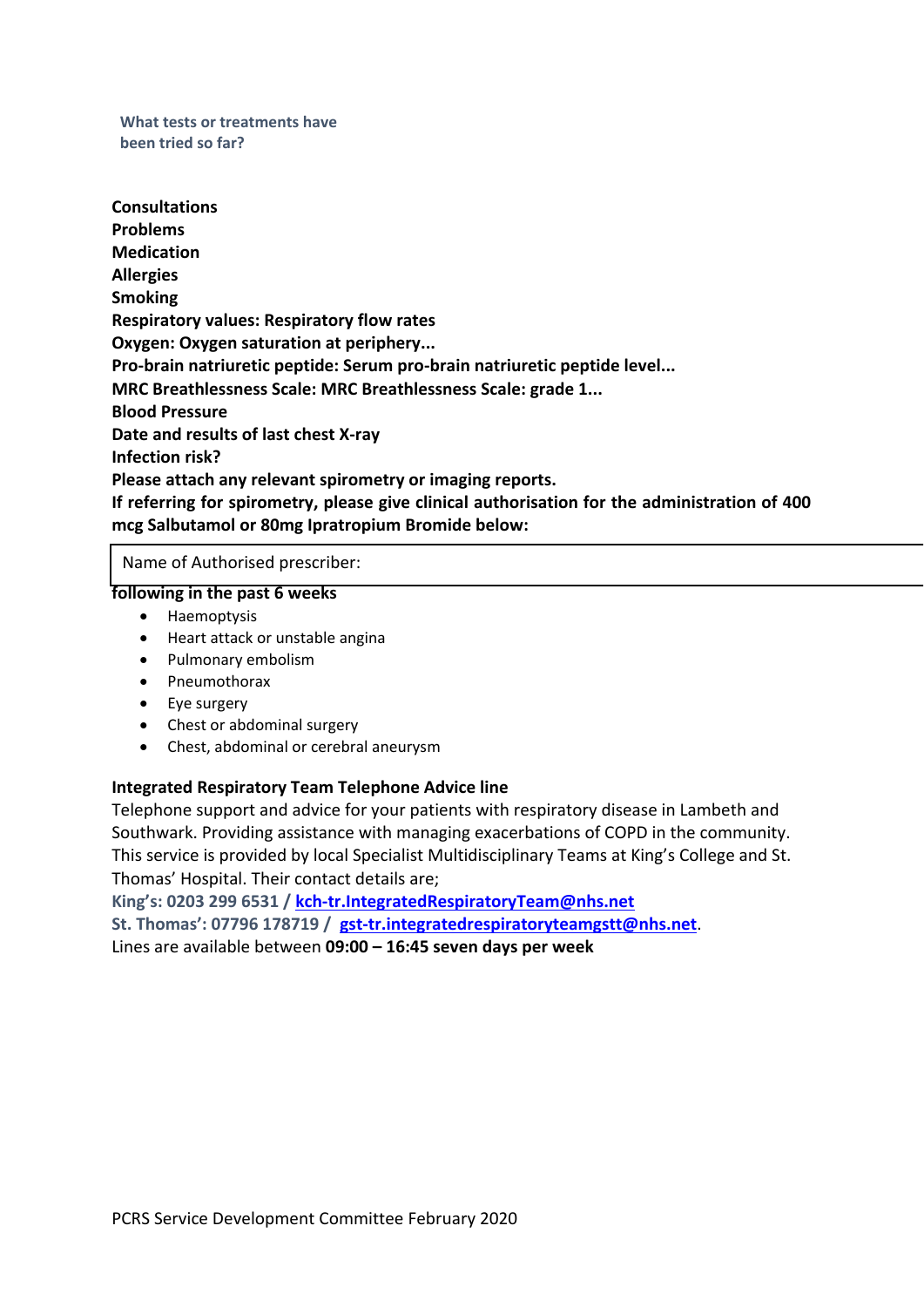What tests or treatments have been tried so far?

**Consultations**
**Problems**
**Medication**
**Allergies**
**Smoking**
**Respiratory values: Respiratory flow rates**
**Oxygen: Oxygen saturation at periphery...**
**Pro-brain natriuretic peptide: Serum pro-brain natriuretic peptide level...**
**MRC Breathlessness Scale: MRC Breathlessness Scale: grade 1...**
**Blood Pressure**
**Date and results of last chest X-ray**
**Infection risk?**
**Please attach any relevant spirometry or imaging reports.**
**If referring for spirometry, please give clinical authorisation for the administration of 400 mcg Salbutamol or 80mg Ipratropium Bromide below:**

Name of Authorised prescriber:

**following in the past 6 weeks**

- Haemoptysis
- Heart attack or unstable angina
- Pulmonary embolism
- Pneumothorax
- Eye surgery
- Chest or abdominal surgery
- Chest, abdominal or cerebral aneurysm

**Integrated Respiratory Team Telephone Advice line**

Telephone support and advice for your patients with respiratory disease in Lambeth and Southwark. Providing assistance with managing exacerbations of COPD in the community. This service is provided by local Specialist Multidisciplinary Teams at King's College and St. Thomas' Hospital. Their contact details are;

**King's: 0203 299 6531 / kch-tr.IntegratedRespiratoryTeam@nhs.net**
**St. Thomas': 07796 178719 / gst-tr.integratedrespiratoryteamgstt@nhs.net**.
Lines are available between **09:00 – 16:45 seven days per week**

PCRS Service Development Committee February 2020